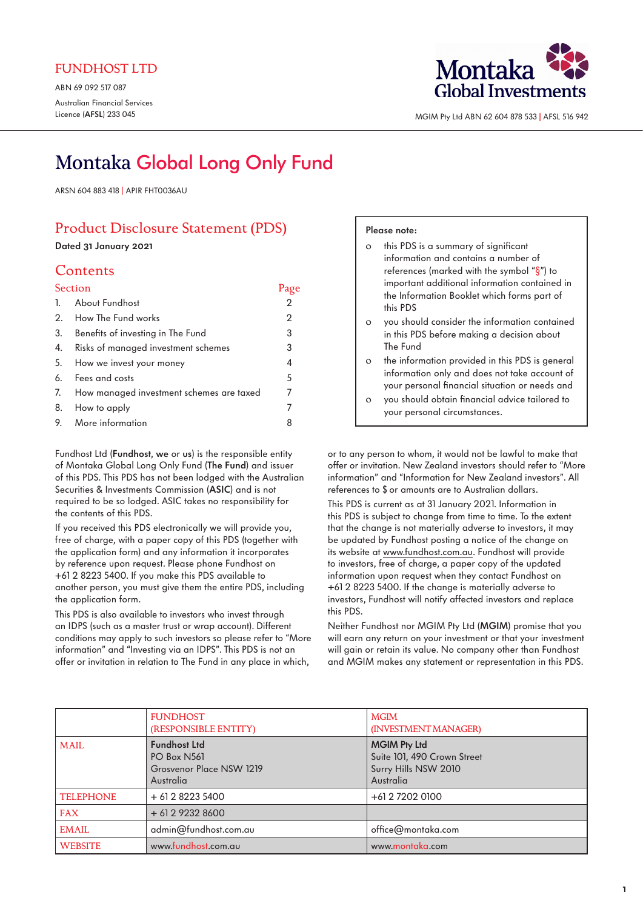FUNDHOST LTD

ABN 69 092 517 087

Australian Financial Services Licence (**AFSL**) 233 045

Montaka Global Investments

MGIM Pty Ltd ABN 62 604 878 533 | AFSL 516 942

# Montaka Global Long Only Fund

ARSN 604 883 418 | APIR FHT0036AU

## Product Disclosure Statement (PDS)

**Dated 31 January 2021**

## Contents

| Section | | Page |
|---|---|---|
| 1. | About Fundhost | 2 |
| 2. | How The Fund works | 2 |
| 3. | Benefits of investing in The Fund | 3 |
| 4. | Risks of managed investment schemes | 3 |
| 5. | How we invest your money | 4 |
| 6. | Fees and costs | 5 |
| 7. | How managed investment schemes are taxed | 7 |
| 8. | How to apply | 7 |
| 9. | More information | 8 |

**Please note:**

- this PDS is a summary of significant information and contains a number of references (marked with the symbol "§") to important additional information contained in the Information Booklet which forms part of this PDS
- you should consider the information contained in this PDS before making a decision about The Fund
- the information provided in this PDS is general information only and does not take account of your personal financial situation or needs and
- you should obtain financial advice tailored to your personal circumstances.

Fundhost Ltd (**Fundhost, we** or **us**) is the responsible entity of Montaka Global Long Only Fund (**The Fund**) and issuer of this PDS. This PDS has not been lodged with the Australian Securities & Investments Commission (**ASIC**) and is not required to be so lodged. ASIC takes no responsibility for the contents of this PDS.

If you received this PDS electronically we will provide you, free of charge, with a paper copy of this PDS (together with the application form) and any information it incorporates by reference upon request. Please phone Fundhost on +61 2 8223 5400. If you make this PDS available to another person, you must give them the entire PDS, including the application form.

This PDS is also available to investors who invest through an IDPS (such as a master trust or wrap account). Different conditions may apply to such investors so please refer to "More information" and "Investing via an IDPS". This PDS is not an offer or invitation in relation to The Fund in any place in which, or to any person to whom, it would not be lawful to make that offer or invitation. New Zealand investors should refer to "More information" and "Information for New Zealand investors". All references to $ or amounts are to Australian dollars.

This PDS is current as at 31 January 2021. Information in this PDS is subject to change from time to time. To the extent that the change is not materially adverse to investors, it may be updated by Fundhost posting a notice of the change on its website at www.fundhost.com.au. Fundhost will provide to investors, free of charge, a paper copy of the updated information upon request when they contact Fundhost on +61 2 8223 5400. If the change is materially adverse to investors, Fundhost will notify affected investors and replace this PDS.

Neither Fundhost nor MGIM Pty Ltd (**MGIM**) promise that you will earn any return on your investment or that your investment will gain or retain its value. No company other than Fundhost and MGIM makes any statement or representation in this PDS.

| | FUNDHOST (RESPONSIBLE ENTITY) | MGIM (INVESTMENT MANAGER) |
|---|---|---|
| MAIL | **Fundhost Ltd**<br>PO Box N561<br>Grosvenor Place NSW 1219<br>Australia | **MGIM Pty Ltd**<br>Suite 101, 490 Crown Street<br>Surry Hills NSW 2010<br>Australia |
| TELEPHONE | + 61 2 8223 5400 | +61 2 7202 0100 |
| FAX | + 61 2 9232 8600 | |
| EMAIL | admin@fundhost.com.au | office@montaka.com |
| WEBSITE | www.fundhost.com.au | www.montaka.com |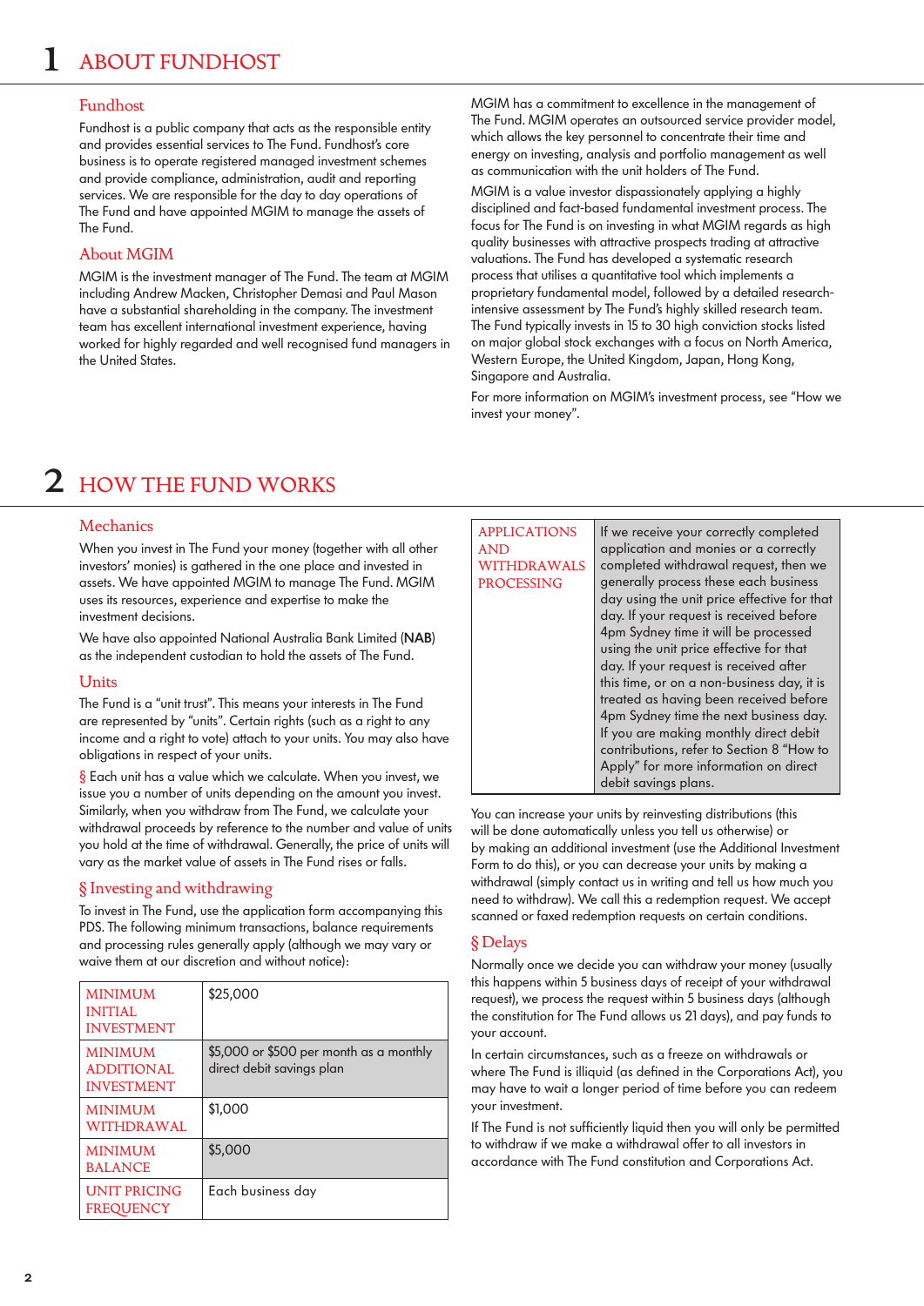# 1 ABOUT FUNDHOST

## Fundhost

Fundhost is a public company that acts as the responsible entity and provides essential services to The Fund. Fundhost's core business is to operate registered managed investment schemes and provide compliance, administration, audit and reporting services. We are responsible for the day to day operations of The Fund and have appointed MGIM to manage the assets of The Fund.

## About MGIM

MGIM is the investment manager of The Fund. The team at MGIM including Andrew Macken, Christopher Demasi and Paul Mason have a substantial shareholding in the company. The investment team has excellent international investment experience, having worked for highly regarded and well recognised fund managers in the United States.

MGIM has a commitment to excellence in the management of The Fund. MGIM operates an outsourced service provider model, which allows the key personnel to concentrate their time and energy on investing, analysis and portfolio management as well as communication with the unit holders of The Fund.

MGIM is a value investor dispassionately applying a highly disciplined and fact-based fundamental investment process. The focus for The Fund is on investing in what MGIM regards as high quality businesses with attractive prospects trading at attractive valuations. The Fund has developed a systematic research process that utilises a quantitative tool which implements a proprietary fundamental model, followed by a detailed research-intensive assessment by The Fund's highly skilled research team. The Fund typically invests in 15 to 30 high conviction stocks listed on major global stock exchanges with a focus on North America, Western Europe, the United Kingdom, Japan, Hong Kong, Singapore and Australia.

For more information on MGIM's investment process, see "How we invest your money".

# 2 HOW THE FUND WORKS

## Mechanics

When you invest in The Fund your money (together with all other investors' monies) is gathered in the one place and invested in assets. We have appointed MGIM to manage The Fund. MGIM uses its resources, experience and expertise to make the investment decisions.

We have also appointed National Australia Bank Limited (**NAB**) as the independent custodian to hold the assets of The Fund.

## Units

The Fund is a "unit trust". This means your interests in The Fund are represented by "units". Certain rights (such as a right to any income and a right to vote) attach to your units. You may also have obligations in respect of your units.

§ Each unit has a value which we calculate. When you invest, we issue you a number of units depending on the amount you invest. Similarly, when you withdraw from The Fund, we calculate your withdrawal proceeds by reference to the number and value of units you hold at the time of withdrawal. Generally, the price of units will vary as the market value of assets in The Fund rises or falls.

## § Investing and withdrawing

To invest in The Fund, use the application form accompanying this PDS. The following minimum transactions, balance requirements and processing rules generally apply (although we may vary or waive them at our discretion and without notice):

| | |
|---|---|
| MINIMUM INITIAL INVESTMENT | $25,000 |
| MINIMUM ADDITIONAL INVESTMENT | $5,000 or $500 per month as a monthly direct debit savings plan |
| MINIMUM WITHDRAWAL | $1,000 |
| MINIMUM BALANCE | $5,000 |
| UNIT PRICING FREQUENCY | Each business day |
| APPLICATIONS AND WITHDRAWALS PROCESSING | If we receive your correctly completed application and monies or a correctly completed withdrawal request, then we generally process these each business day using the unit price effective for that day. If your request is received before 4pm Sydney time it will be processed using the unit price effective for that day. If your request is received after this time, or on a non-business day, it is treated as having been received before 4pm Sydney time the next business day. If you are making monthly direct debit contributions, refer to Section 8 "How to Apply" for more information on direct debit savings plans. |

You can increase your units by reinvesting distributions (this will be done automatically unless you tell us otherwise) or by making an additional investment (use the Additional Investment Form to do this), or you can decrease your units by making a withdrawal (simply contact us in writing and tell us how much you need to withdraw). We call this a redemption request. We accept scanned or faxed redemption requests on certain conditions.

## § Delays

Normally once we decide you can withdraw your money (usually this happens within 5 business days of receipt of your withdrawal request), we process the request within 5 business days (although the constitution for The Fund allows us 21 days), and pay funds to your account.

In certain circumstances, such as a freeze on withdrawals or where The Fund is illiquid (as defined in the Corporations Act), you may have to wait a longer period of time before you can redeem your investment.

If The Fund is not sufficiently liquid then you will only be permitted to withdraw if we make a withdrawal offer to all investors in accordance with The Fund constitution and Corporations Act.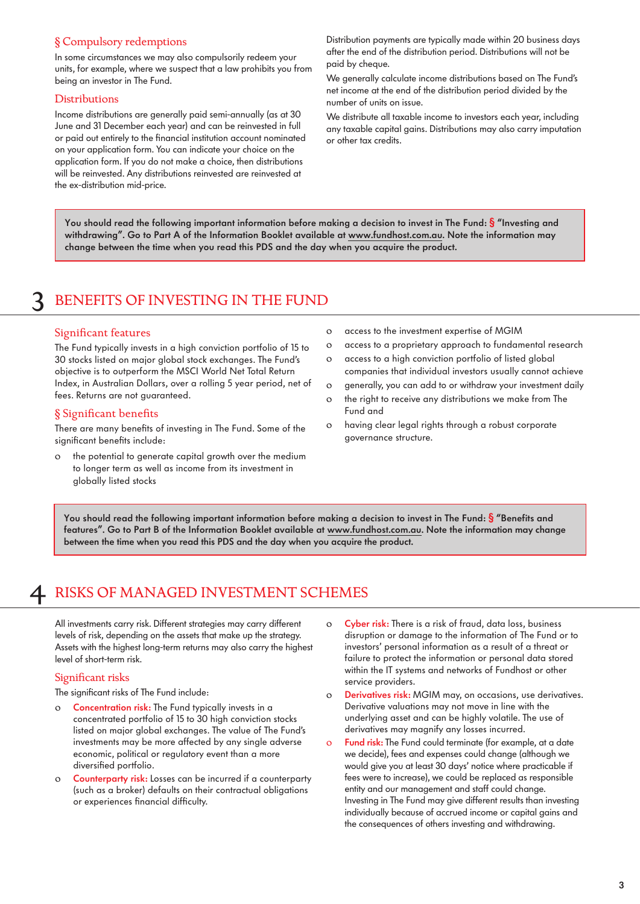### § Compulsory redemptions

In some circumstances we may also compulsorily redeem your units, for example, where we suspect that a law prohibits you from being an investor in The Fund.

### Distributions

Income distributions are generally paid semi-annually (as at 30 June and 31 December each year) and can be reinvested in full or paid out entirely to the financial institution account nominated on your application form. You can indicate your choice on the application form. If you do not make a choice, then distributions will be reinvested. Any distributions reinvested are reinvested at the ex-distribution mid-price.

Distribution payments are typically made within 20 business days after the end of the distribution period. Distributions will not be paid by cheque.

We generally calculate income distributions based on The Fund's net income at the end of the distribution period divided by the number of units on issue.

We distribute all taxable income to investors each year, including any taxable capital gains. Distributions may also carry imputation or other tax credits.

> **You should read the following important information before making a decision to invest in The Fund: § "Investing and withdrawing". Go to Part A of the Information Booklet available at www.fundhost.com.au. Note the information may change between the time when you read this PDS and the day when you acquire the product.**

## 3 BENEFITS OF INVESTING IN THE FUND

### Significant features

The Fund typically invests in a high conviction portfolio of 15 to 30 stocks listed on major global stock exchanges. The Fund's objective is to outperform the MSCI World Net Total Return Index, in Australian Dollars, over a rolling 5 year period, net of fees. Returns are not guaranteed.

### § Significant benefits

There are many benefits of investing in The Fund. Some of the significant benefits include:

- the potential to generate capital growth over the medium to longer term as well as income from its investment in globally listed stocks
- access to the investment expertise of MGIM
- access to a proprietary approach to fundamental research
- access to a high conviction portfolio of listed global companies that individual investors usually cannot achieve
- generally, you can add to or withdraw your investment daily
- the right to receive any distributions we make from The Fund and
- having clear legal rights through a robust corporate governance structure.

> **You should read the following important information before making a decision to invest in The Fund: § "Benefits and features". Go to Part B of the Information Booklet available at www.fundhost.com.au. Note the information may change between the time when you read this PDS and the day when you acquire the product.**

## 4 RISKS OF MANAGED INVESTMENT SCHEMES

All investments carry risk. Different strategies may carry different levels of risk, depending on the assets that make up the strategy. Assets with the highest long-term returns may also carry the highest level of short-term risk.

### Significant risks

The significant risks of The Fund include:

- **Concentration risk:** The Fund typically invests in a concentrated portfolio of 15 to 30 high conviction stocks listed on major global stock exchanges. The value of The Fund's investments may be more affected by any single adverse economic, political or regulatory event than a more diversified portfolio.
- **Counterparty risk:** Losses can be incurred if a counterparty (such as a broker) defaults on their contractual obligations or experiences financial difficulty.
- **Cyber risk:** There is a risk of fraud, data loss, business disruption or damage to the information of The Fund or to investors' personal information as a result of a threat or failure to protect the information or personal data stored within the IT systems and networks of Fundhost or other service providers.
- **Derivatives risk:** MGIM may, on occasions, use derivatives. Derivative valuations may not move in line with the underlying asset and can be highly volatile. The use of derivatives may magnify any losses incurred.
- **Fund risk:** The Fund could terminate (for example, at a date we decide), fees and expenses could change (although we would give you at least 30 days' notice where practicable if fees were to increase), we could be replaced as responsible entity and our management and staff could change. Investing in The Fund may give different results than investing individually because of accrued income or capital gains and the consequences of others investing and withdrawing.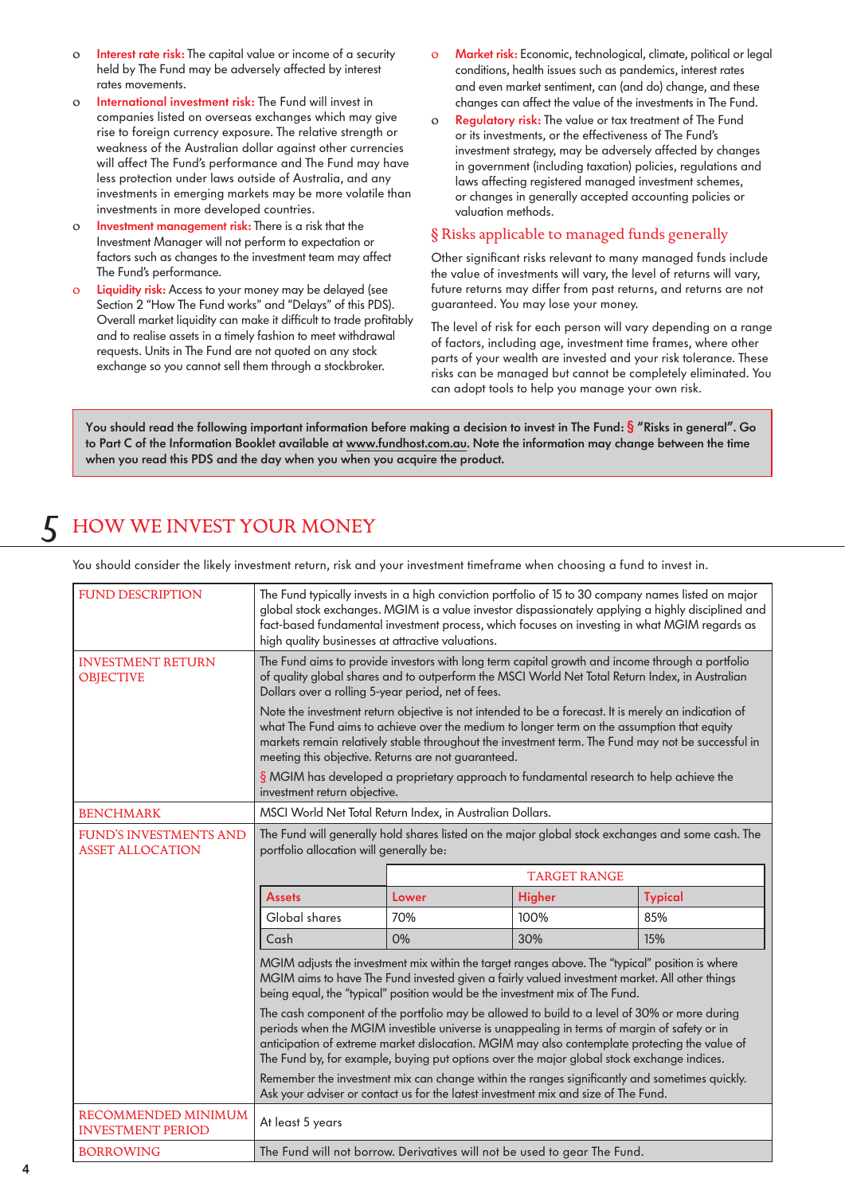- **Interest rate risk:** The capital value or income of a security held by The Fund may be adversely affected by interest rates movements.
- **International investment risk:** The Fund will invest in companies listed on overseas exchanges which may give rise to foreign currency exposure. The relative strength or weakness of the Australian dollar against other currencies will affect The Fund's performance and The Fund may have less protection under laws outside of Australia, and any investments in emerging markets may be more volatile than investments in more developed countries.
- **Investment management risk:** There is a risk that the Investment Manager will not perform to expectation or factors such as changes to the investment team may affect The Fund's performance.
- **Liquidity risk:** Access to your money may be delayed (see Section 2 "How The Fund works" and "Delays" of this PDS). Overall market liquidity can make it difficult to trade profitably and to realise assets in a timely fashion to meet withdrawal requests. Units in The Fund are not quoted on any stock exchange so you cannot sell them through a stockbroker.
- **Market risk:** Economic, technological, climate, political or legal conditions, health issues such as pandemics, interest rates and even market sentiment, can (and do) change, and these changes can affect the value of the investments in The Fund.
- **Regulatory risk:** The value or tax treatment of The Fund or its investments, or the effectiveness of The Fund's investment strategy, may be adversely affected by changes in government (including taxation) policies, regulations and laws affecting registered managed investment schemes, or changes in generally accepted accounting policies or valuation methods.

### § Risks applicable to managed funds generally

Other significant risks relevant to many managed funds include the value of investments will vary, the level of returns will vary, future returns may differ from past returns, and returns are not guaranteed. You may lose your money.

The level of risk for each person will vary depending on a range of factors, including age, investment time frames, where other parts of your wealth are invested and your risk tolerance. These risks can be managed but cannot be completely eliminated. You can adopt tools to help you manage your own risk.

**You should read the following important information before making a decision to invest in The Fund: § "Risks in general". Go to Part C of the Information Booklet available at www.fundhost.com.au. Note the information may change between the time when you read this PDS and the day when you when you acquire the product.**

# 5 HOW WE INVEST YOUR MONEY

You should consider the likely investment return, risk and your investment timeframe when choosing a fund to invest in.

| | |
|---|---|
| FUND DESCRIPTION | The Fund typically invests in a high conviction portfolio of 15 to 30 company names listed on major global stock exchanges. MGIM is a value investor dispassionately applying a highly disciplined and fact-based fundamental investment process, which focuses on investing in what MGIM regards as high quality businesses at attractive valuations. |
| INVESTMENT RETURN OBJECTIVE | The Fund aims to provide investors with long term capital growth and income through a portfolio of quality global shares and to outperform the MSCI World Net Total Return Index, in Australian Dollars over a rolling 5-year period, net of fees.<br><br>Note the investment return objective is not intended to be a forecast. It is merely an indication of what The Fund aims to achieve over the medium to longer term on the assumption that equity markets remain relatively stable throughout the investment term. The Fund may not be successful in meeting this objective. Returns are not guaranteed.<br><br>§ MGIM has developed a proprietary approach to fundamental research to help achieve the investment return objective. |
| BENCHMARK | MSCI World Net Total Return Index, in Australian Dollars. |
| FUND'S INVESTMENTS AND ASSET ALLOCATION | The Fund will generally hold shares listed on the major global stock exchanges and some cash. The portfolio allocation will generally be:<br><br>(see target range table below)<br><br>MGIM adjusts the investment mix within the target ranges above. The "typical" position is where MGIM aims to have The Fund invested given a fairly valued investment market. All other things being equal, the "typical" position would be the investment mix of The Fund.<br><br>The cash component of the portfolio may be allowed to build to a level of 30% or more during periods when the MGIM investible universe is unappealing in terms of margin of safety or in anticipation of extreme market dislocation. MGIM may also contemplate protecting the value of The Fund by, for example, buying put options over the major global stock exchange indices.<br><br>Remember the investment mix can change within the ranges significantly and sometimes quickly. Ask your adviser or contact us for the latest investment mix and size of The Fund. |
| RECOMMENDED MINIMUM INVESTMENT PERIOD | At least 5 years |
| BORROWING | The Fund will not borrow. Derivatives will not be used to gear The Fund. |

| | TARGET RANGE | | |
|---|---|---|---|
| **Assets** | **Lower** | **Higher** | **Typical** |
| Global shares | 70% | 100% | 85% |
| Cash | 0% | 30% | 15% |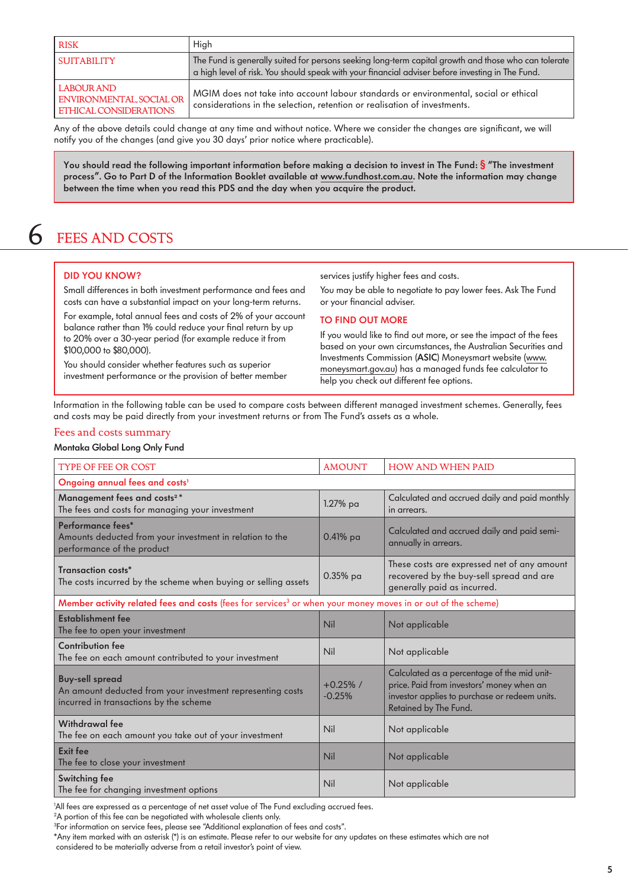| RISK | High |
| --- | --- |
| SUITABILITY | The Fund is generally suited for persons seeking long-term capital growth and those who can tolerate a high level of risk. You should speak with your financial adviser before investing in The Fund. |
| LABOUR AND ENVIRONMENTAL, SOCIAL OR ETHICAL CONSIDERATIONS | MGIM does not take into account labour standards or environmental, social or ethical considerations in the selection, retention or realisation of investments. |

Any of the above details could change at any time and without notice. Where we consider the changes are significant, we will notify you of the changes (and give you 30 days' prior notice where practicable).

**You should read the following important information before making a decision to invest in The Fund: § "The investment process". Go to Part D of the Information Booklet available at www.fundhost.com.au. Note the information may change between the time when you read this PDS and the day when you acquire the product.**

# 6 FEES AND COSTS

**DID YOU KNOW?**

Small differences in both investment performance and fees and costs can have a substantial impact on your long-term returns.

For example, total annual fees and costs of 2% of your account balance rather than 1% could reduce your final return by up to 20% over a 30-year period (for example reduce it from $100,000 to $80,000).

You should consider whether features such as superior investment performance or the provision of better member services justify higher fees and costs.

You may be able to negotiate to pay lower fees. Ask The Fund or your financial adviser.

**TO FIND OUT MORE**

If you would like to find out more, or see the impact of the fees based on your own circumstances, the Australian Securities and Investments Commission (**ASIC**) Moneysmart website (www.moneysmart.gov.au) has a managed funds fee calculator to help you check out different fee options.

Information in the following table can be used to compare costs between different managed investment schemes. Generally, fees and costs may be paid directly from your investment returns or from The Fund's assets as a whole.

## Fees and costs summary

**Montaka Global Long Only Fund**

| TYPE OF FEE OR COST | AMOUNT | HOW AND WHEN PAID |
| --- | --- | --- |
| **Ongoing annual fees and costs**[1] | | |
| **Management fees and costs**[2]* <br> The fees and costs for managing your investment | 1.27% pa | Calculated and accrued daily and paid monthly in arrears. |
| **Performance fees*** <br> Amounts deducted from your investment in relation to the performance of the product | 0.41% pa | Calculated and accrued daily and paid semi-annually in arrears. |
| **Transaction costs*** <br> The costs incurred by the scheme when buying or selling assets | 0.35% pa | These costs are expressed net of any amount recovered by the buy-sell spread and are generally paid as incurred. |
| **Member activity related fees and costs** (fees for services[3] or when your money moves in or out of the scheme) | | |
| **Establishment fee** <br> The fee to open your investment | Nil | Not applicable |
| **Contribution fee** <br> The fee on each amount contributed to your investment | Nil | Not applicable |
| **Buy-sell spread** <br> An amount deducted from your investment representing costs incurred in transactions by the scheme | +0.25% / -0.25% | Calculated as a percentage of the mid unit-price. Paid from investors' money when an investor applies to purchase or redeem units. Retained by The Fund. |
| **Withdrawal fee** <br> The fee on each amount you take out of your investment | Nil | Not applicable |
| **Exit fee** <br> The fee to close your investment | Nil | Not applicable |
| **Switching fee** <br> The fee for changing investment options | Nil | Not applicable |

[1]All fees are expressed as a percentage of net asset value of The Fund excluding accrued fees.
[2]A portion of this fee can be negotiated with wholesale clients only.
[3]For information on service fees, please see "Additional explanation of fees and costs".
*Any item marked with an asterisk (*) is an estimate. Please refer to our website for any updates on these estimates which are not considered to be materially adverse from a retail investor's point of view.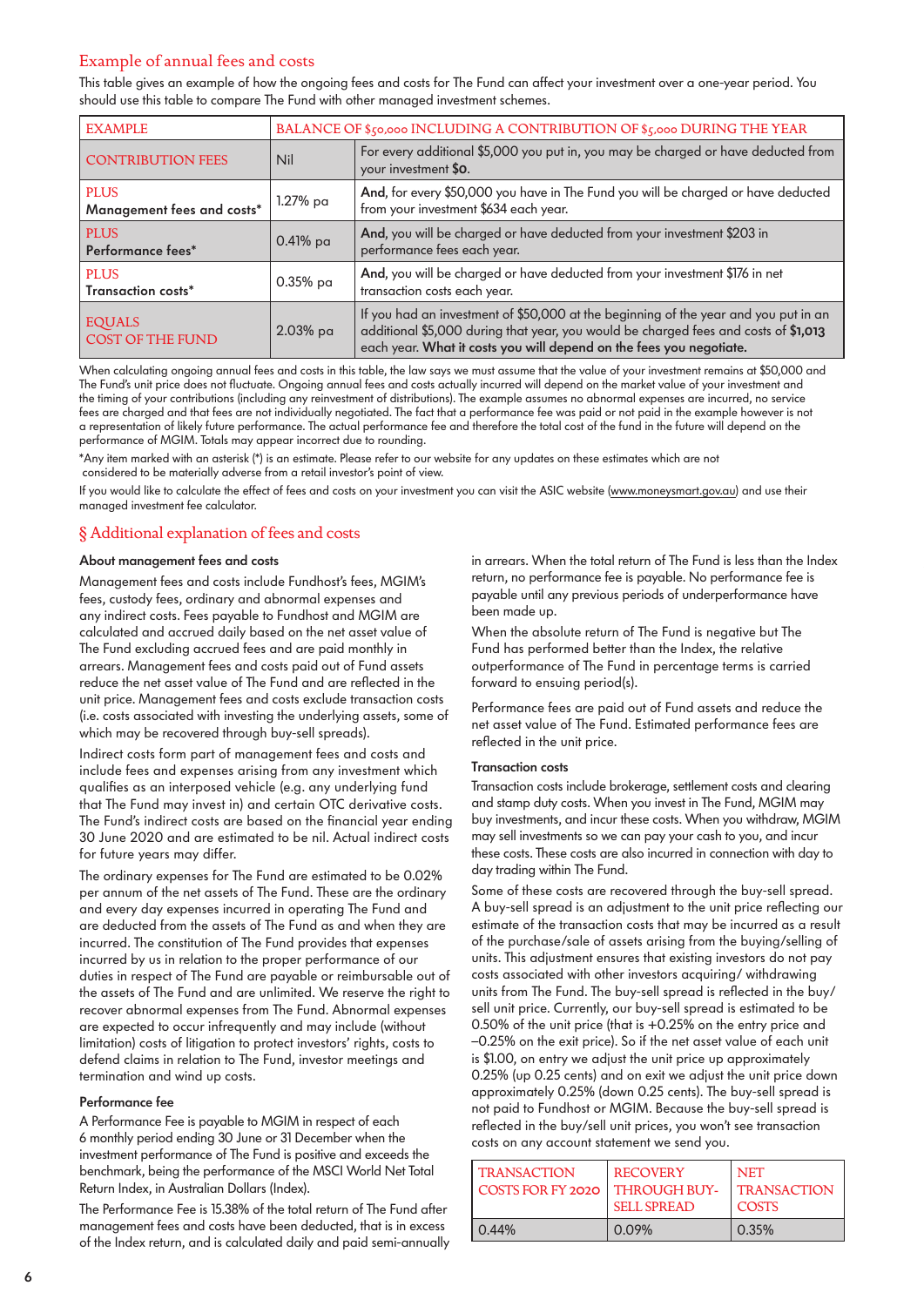## Example of annual fees and costs

This table gives an example of how the ongoing fees and costs for The Fund can affect your investment over a one-year period. You should use this table to compare The Fund with other managed investment schemes.

| EXAMPLE | BALANCE OF $50,000 INCLUDING A CONTRIBUTION OF $5,000 DURING THE YEAR | |
|---|---|---|
| CONTRIBUTION FEES | Nil | For every additional $5,000 you put in, you may be charged or have deducted from your investment **$0**. |
| PLUS<br>**Management fees and costs*** | 1.27% pa | **And**, for every $50,000 you have in The Fund you will be charged or have deducted from your investment $634 each year. |
| PLUS<br>**Performance fees*** | 0.41% pa | **And**, you will be charged or have deducted from your investment $203 in performance fees each year. |
| PLUS<br>**Transaction costs*** | 0.35% pa | **And**, you will be charged or have deducted from your investment $176 in net transaction costs each year. |
| EQUALS<br>COST OF THE FUND | 2.03% pa | If you had an investment of $50,000 at the beginning of the year and you put in an additional $5,000 during that year, you would be charged fees and costs of **$1,013** each year. **What it costs you will depend on the fees you negotiate.** |

When calculating ongoing annual fees and costs in this table, the law says we must assume that the value of your investment remains at $50,000 and The Fund's unit price does not fluctuate. Ongoing annual fees and costs actually incurred will depend on the market value of your investment and the timing of your contributions (including any reinvestment of distributions). The example assumes no abnormal expenses are incurred, no service fees are charged and that fees are not individually negotiated. The fact that a performance fee was paid or not paid in the example however is not a representation of likely future performance. The actual performance fee and therefore the total cost of the fund in the future will depend on the performance of MGIM. Totals may appear incorrect due to rounding.

*Any item marked with an asterisk (*) is an estimate. Please refer to our website for any updates on these estimates which are not considered to be materially adverse from a retail investor's point of view.

If you would like to calculate the effect of fees and costs on your investment you can visit the ASIC website (www.moneysmart.gov.au) and use their managed investment fee calculator.

## § Additional explanation of fees and costs

### About management fees and costs

Management fees and costs include Fundhost's fees, MGIM's fees, custody fees, ordinary and abnormal expenses and any indirect costs. Fees payable to Fundhost and MGIM are calculated and accrued daily based on the net asset value of The Fund excluding accrued fees and are paid monthly in arrears. Management fees and costs paid out of Fund assets reduce the net asset value of The Fund and are reflected in the unit price. Management fees and costs exclude transaction costs (i.e. costs associated with investing the underlying assets, some of which may be recovered through buy-sell spreads).

Indirect costs form part of management fees and costs and include fees and expenses arising from any investment which qualifies as an interposed vehicle (e.g. any underlying fund that The Fund may invest in) and certain OTC derivative costs. The Fund's indirect costs are based on the financial year ending 30 June 2020 and are estimated to be nil. Actual indirect costs for future years may differ.

The ordinary expenses for The Fund are estimated to be 0.02% per annum of the net assets of The Fund. These are the ordinary and every day expenses incurred in operating The Fund and are deducted from the assets of The Fund as and when they are incurred. The constitution of The Fund provides that expenses incurred by us in relation to the proper performance of our duties in respect of The Fund are payable or reimbursable out of the assets of The Fund and are unlimited. We reserve the right to recover abnormal expenses from The Fund. Abnormal expenses are expected to occur infrequently and may include (without limitation) costs of litigation to protect investors' rights, costs to defend claims in relation to The Fund, investor meetings and termination and wind up costs.

### Performance fee

A Performance Fee is payable to MGIM in respect of each 6 monthly period ending 30 June or 31 December when the investment performance of The Fund is positive and exceeds the benchmark, being the performance of the MSCI World Net Total Return Index, in Australian Dollars (Index).

The Performance Fee is 15.38% of the total return of The Fund after management fees and costs have been deducted, that is in excess of the Index return, and is calculated daily and paid semi-annually in arrears. When the total return of The Fund is less than the Index return, no performance fee is payable. No performance fee is payable until any previous periods of underperformance have been made up.

When the absolute return of The Fund is negative but The Fund has performed better than the Index, the relative outperformance of The Fund in percentage terms is carried forward to ensuing period(s).

Performance fees are paid out of Fund assets and reduce the net asset value of The Fund. Estimated performance fees are reflected in the unit price.

### Transaction costs

Transaction costs include brokerage, settlement costs and clearing and stamp duty costs. When you invest in The Fund, MGIM may buy investments, and incur these costs. When you withdraw, MGIM may sell investments so we can pay your cash to you, and incur these costs. These costs are also incurred in connection with day to day trading within The Fund.

Some of these costs are recovered through the buy-sell spread. A buy-sell spread is an adjustment to the unit price reflecting our estimate of the transaction costs that may be incurred as a result of the purchase/sale of assets arising from the buying/selling of units. This adjustment ensures that existing investors do not pay costs associated with other investors acquiring/ withdrawing units from The Fund. The buy-sell spread is reflected in the buy/ sell unit price. Currently, our buy-sell spread is estimated to be 0.50% of the unit price (that is +0.25% on the entry price and –0.25% on the exit price). So if the net asset value of each unit is $1.00, on entry we adjust the unit price up approximately 0.25% (up 0.25 cents) and on exit we adjust the unit price down approximately 0.25% (down 0.25 cents). The buy-sell spread is not paid to Fundhost or MGIM. Because the buy-sell spread is reflected in the buy/sell unit prices, you won't see transaction costs on any account statement we send you.

| TRANSACTION COSTS FOR FY 2020 | RECOVERY THROUGH BUY-SELL SPREAD | NET TRANSACTION COSTS |
|---|---|---|
| 0.44% | 0.09% | 0.35% |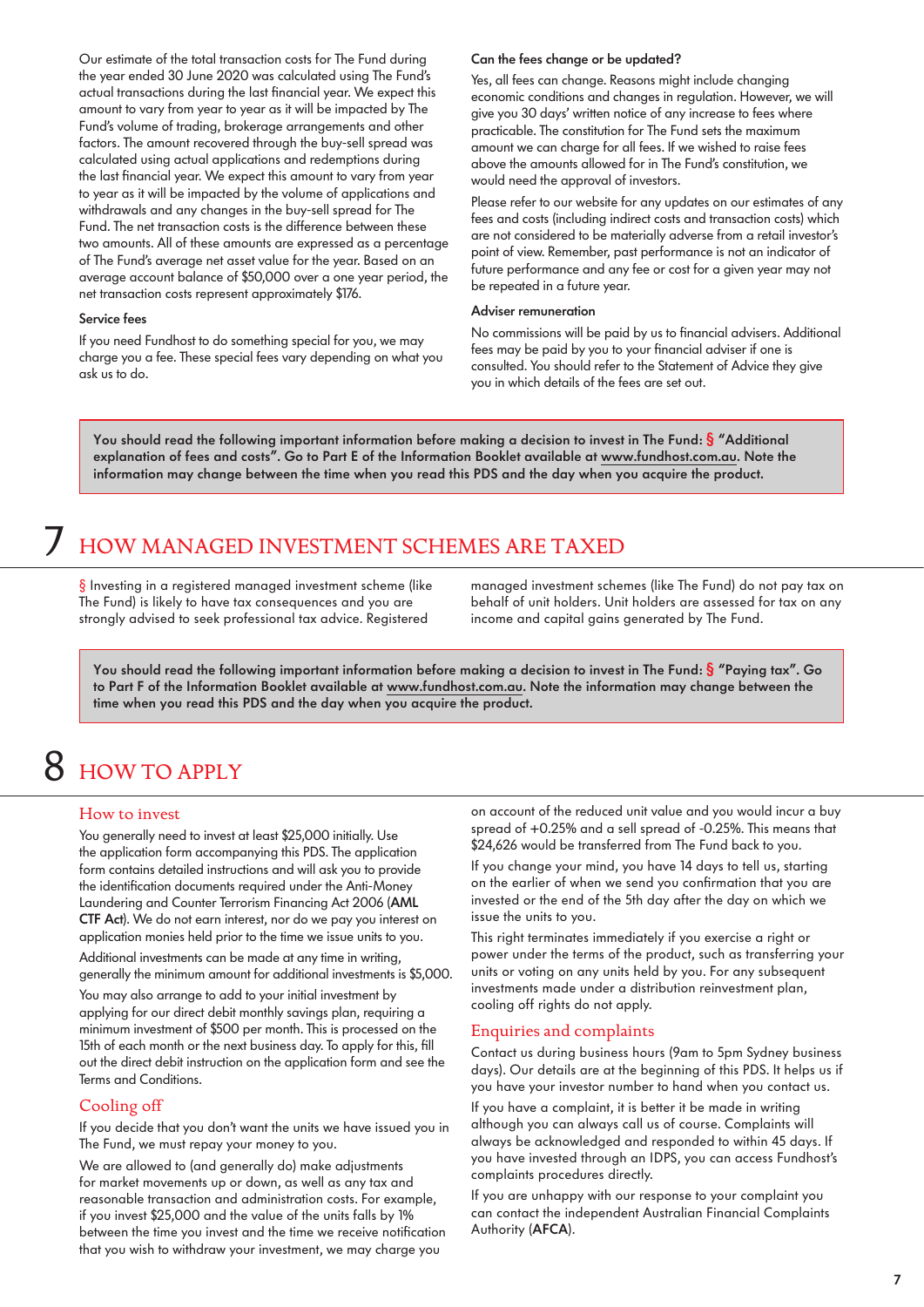Our estimate of the total transaction costs for The Fund during the year ended 30 June 2020 was calculated using The Fund's actual transactions during the last financial year. We expect this amount to vary from year to year as it will be impacted by The Fund's volume of trading, brokerage arrangements and other factors. The amount recovered through the buy-sell spread was calculated using actual applications and redemptions during the last financial year. We expect this amount to vary from year to year as it will be impacted by the volume of applications and withdrawals and any changes in the buy-sell spread for The Fund. The net transaction costs is the difference between these two amounts. All of these amounts are expressed as a percentage of The Fund's average net asset value for the year. Based on an average account balance of $50,000 over a one year period, the net transaction costs represent approximately $176.

### Service fees

If you need Fundhost to do something special for you, we may charge you a fee. These special fees vary depending on what you ask us to do.

### Can the fees change or be updated?

Yes, all fees can change. Reasons might include changing economic conditions and changes in regulation. However, we will give you 30 days' written notice of any increase to fees where practicable. The constitution for The Fund sets the maximum amount we can charge for all fees. If we wished to raise fees above the amounts allowed for in The Fund's constitution, we would need the approval of investors.

Please refer to our website for any updates on our estimates of any fees and costs (including indirect costs and transaction costs) which are not considered to be materially adverse from a retail investor's point of view. Remember, past performance is not an indicator of future performance and any fee or cost for a given year may not be repeated in a future year.

### Adviser remuneration

No commissions will be paid by us to financial advisers. Additional fees may be paid by you to your financial adviser if one is consulted. You should refer to the Statement of Advice they give you in which details of the fees are set out.

**You should read the following important information before making a decision to invest in The Fund: § "Additional explanation of fees and costs". Go to Part E of the Information Booklet available at www.fundhost.com.au. Note the information may change between the time when you read this PDS and the day when you acquire the product.**

# 7 HOW MANAGED INVESTMENT SCHEMES ARE TAXED

§ Investing in a registered managed investment scheme (like The Fund) is likely to have tax consequences and you are strongly advised to seek professional tax advice. Registered managed investment schemes (like The Fund) do not pay tax on behalf of unit holders. Unit holders are assessed for tax on any income and capital gains generated by The Fund.

**You should read the following important information before making a decision to invest in The Fund: § "Paying tax". Go to Part F of the Information Booklet available at www.fundhost.com.au. Note the information may change between the time when you read this PDS and the day when you acquire the product.**

# 8 HOW TO APPLY

## How to invest

You generally need to invest at least $25,000 initially. Use the application form accompanying this PDS. The application form contains detailed instructions and will ask you to provide the identification documents required under the Anti-Money Laundering and Counter Terrorism Financing Act 2006 (**AML CTF Act**). We do not earn interest, nor do we pay you interest on application monies held prior to the time we issue units to you.

Additional investments can be made at any time in writing, generally the minimum amount for additional investments is $5,000.

You may also arrange to add to your initial investment by applying for our direct debit monthly savings plan, requiring a minimum investment of $500 per month. This is processed on the 15th of each month or the next business day. To apply for this, fill out the direct debit instruction on the application form and see the Terms and Conditions.

## Cooling off

If you decide that you don't want the units we have issued you in The Fund, we must repay your money to you.

We are allowed to (and generally do) make adjustments for market movements up or down, as well as any tax and reasonable transaction and administration costs. For example, if you invest $25,000 and the value of the units falls by 1% between the time you invest and the time we receive notification that you wish to withdraw your investment, we may charge you on account of the reduced unit value and you would incur a buy spread of +0.25% and a sell spread of -0.25%. This means that $24,626 would be transferred from The Fund back to you.

If you change your mind, you have 14 days to tell us, starting on the earlier of when we send you confirmation that you are invested or the end of the 5th day after the day on which we issue the units to you.

This right terminates immediately if you exercise a right or power under the terms of the product, such as transferring your units or voting on any units held by you. For any subsequent investments made under a distribution reinvestment plan, cooling off rights do not apply.

## Enquiries and complaints

Contact us during business hours (9am to 5pm Sydney business days). Our details are at the beginning of this PDS. It helps us if you have your investor number to hand when you contact us.

If you have a complaint, it is better it be made in writing although you can always call us of course. Complaints will always be acknowledged and responded to within 45 days. If you have invested through an IDPS, you can access Fundhost's complaints procedures directly.

If you are unhappy with our response to your complaint you can contact the independent Australian Financial Complaints Authority (**AFCA**).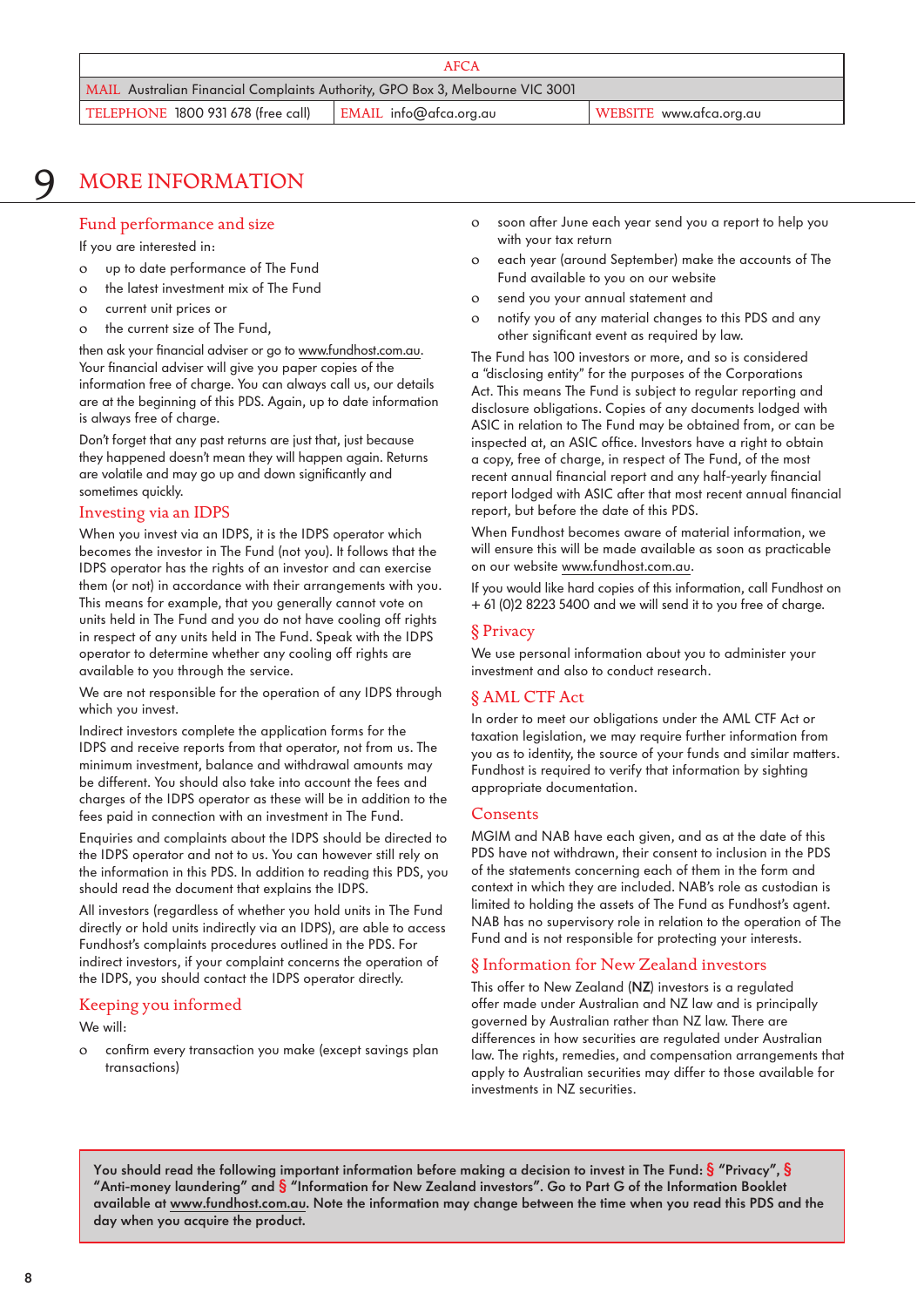| AFCA | | |
|---|---|---|
| MAIL Australian Financial Complaints Authority, GPO Box 3, Melbourne VIC 3001 | | |
| TELEPHONE 1800 931 678 (free call) | EMAIL info@afca.org.au | WEBSITE www.afca.org.au |

# 9 MORE INFORMATION

## Fund performance and size

If you are interested in:

- up to date performance of The Fund
- the latest investment mix of The Fund
- current unit prices or
- the current size of The Fund,

then ask your financial adviser or go to www.fundhost.com.au. Your financial adviser will give you paper copies of the information free of charge. You can always call us, our details are at the beginning of this PDS. Again, up to date information is always free of charge.

Don't forget that any past returns are just that, just because they happened doesn't mean they will happen again. Returns are volatile and may go up and down significantly and sometimes quickly.

## Investing via an IDPS

When you invest via an IDPS, it is the IDPS operator which becomes the investor in The Fund (not you). It follows that the IDPS operator has the rights of an investor and can exercise them (or not) in accordance with their arrangements with you. This means for example, that you generally cannot vote on units held in The Fund and you do not have cooling off rights in respect of any units held in The Fund. Speak with the IDPS operator to determine whether any cooling off rights are available to you through the service.

We are not responsible for the operation of any IDPS through which you invest.

Indirect investors complete the application forms for the IDPS and receive reports from that operator, not from us. The minimum investment, balance and withdrawal amounts may be different. You should also take into account the fees and charges of the IDPS operator as these will be in addition to the fees paid in connection with an investment in The Fund.

Enquiries and complaints about the IDPS should be directed to the IDPS operator and not to us. You can however still rely on the information in this PDS. In addition to reading this PDS, you should read the document that explains the IDPS.

All investors (regardless of whether you hold units in The Fund directly or hold units indirectly via an IDPS), are able to access Fundhost's complaints procedures outlined in the PDS. For indirect investors, if your complaint concerns the operation of the IDPS, you should contact the IDPS operator directly.

## Keeping you informed

We will:

- confirm every transaction you make (except savings plan transactions)
- soon after June each year send you a report to help you with your tax return
- each year (around September) make the accounts of The Fund available to you on our website
- send you your annual statement and
- notify you of any material changes to this PDS and any other significant event as required by law.

The Fund has 100 investors or more, and so is considered a "disclosing entity" for the purposes of the Corporations Act. This means The Fund is subject to regular reporting and disclosure obligations. Copies of any documents lodged with ASIC in relation to The Fund may be obtained from, or can be inspected at, an ASIC office. Investors have a right to obtain a copy, free of charge, in respect of The Fund, of the most recent annual financial report and any half-yearly financial report lodged with ASIC after that most recent annual financial report, but before the date of this PDS.

When Fundhost becomes aware of material information, we will ensure this will be made available as soon as practicable on our website www.fundhost.com.au.

If you would like hard copies of this information, call Fundhost on + 61 (0)2 8223 5400 and we will send it to you free of charge.

## § Privacy

We use personal information about you to administer your investment and also to conduct research.

## § AML CTF Act

In order to meet our obligations under the AML CTF Act or taxation legislation, we may require further information from you as to identity, the source of your funds and similar matters. Fundhost is required to verify that information by sighting appropriate documentation.

## Consents

MGIM and NAB have each given, and as at the date of this PDS have not withdrawn, their consent to inclusion in the PDS of the statements concerning each of them in the form and context in which they are included. NAB's role as custodian is limited to holding the assets of The Fund as Fundhost's agent. NAB has no supervisory role in relation to the operation of The Fund and is not responsible for protecting your interests.

## § Information for New Zealand investors

This offer to New Zealand (**NZ**) investors is a regulated offer made under Australian and NZ law and is principally governed by Australian rather than NZ law. There are differences in how securities are regulated under Australian law. The rights, remedies, and compensation arrangements that apply to Australian securities may differ to those available for investments in NZ securities.

**You should read the following important information before making a decision to invest in The Fund: § "Privacy", § "Anti-money laundering" and § "Information for New Zealand investors". Go to Part G of the Information Booklet available at www.fundhost.com.au. Note the information may change between the time when you read this PDS and the day when you acquire the product.**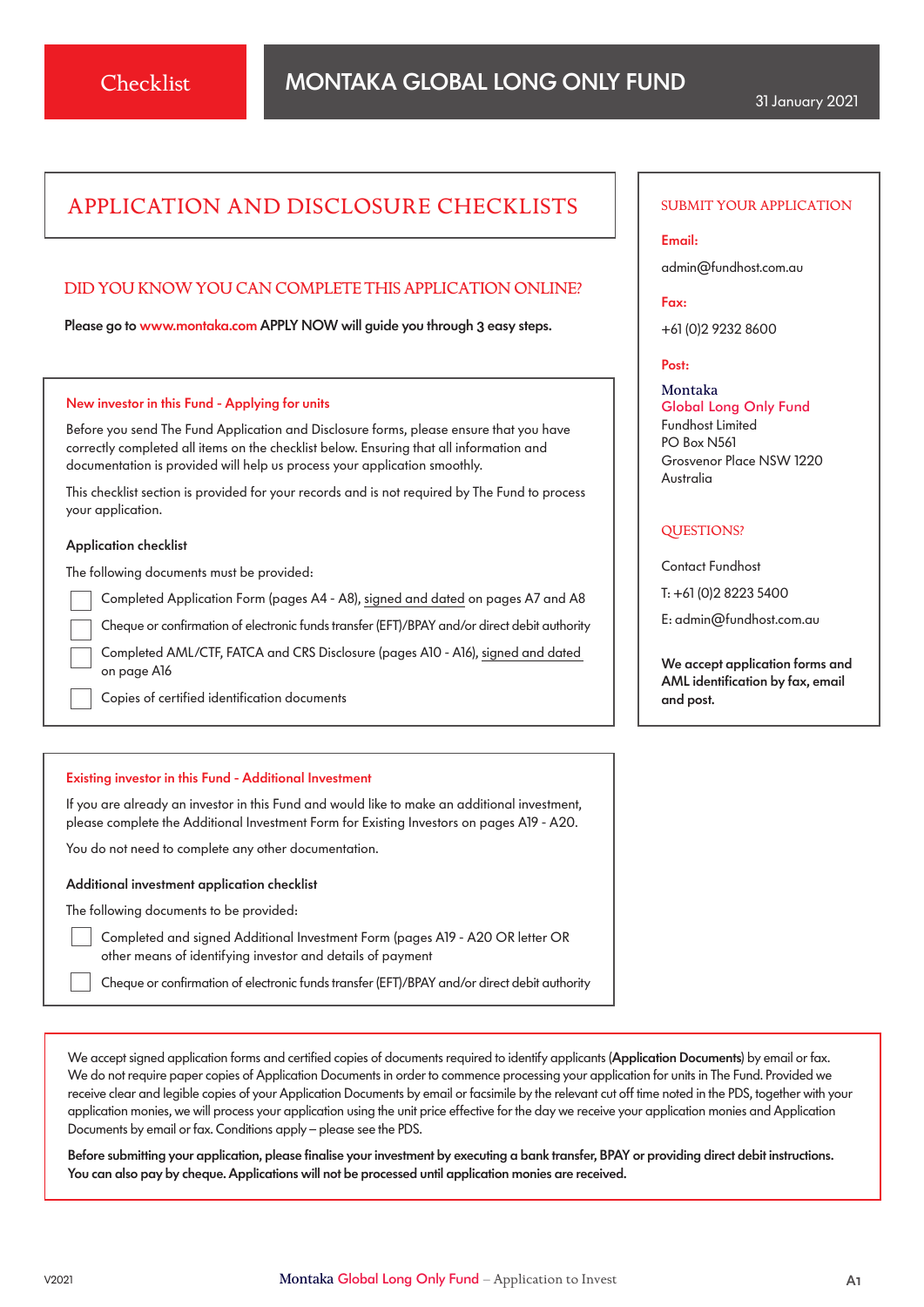Checklist

# MONTAKA GLOBAL LONG ONLY FUND

31 January 2021

## APPLICATION AND DISCLOSURE CHECKLISTS

### DID YOU KNOW YOU CAN COMPLETE THIS APPLICATION ONLINE?

**Please go to www.montaka.com APPLY NOW will guide you through 3 easy steps.**

### New investor in this Fund - Applying for units

Before you send The Fund Application and Disclosure forms, please ensure that you have correctly completed all items on the checklist below. Ensuring that all information and documentation is provided will help us process your application smoothly.

This checklist section is provided for your records and is not required by The Fund to process your application.

**Application checklist**

The following documents must be provided:

- ☐ Completed Application Form (pages A4 - A8), signed and dated on pages A7 and A8
- ☐ Cheque or confirmation of electronic funds transfer (EFT)/BPAY and/or direct debit authority
- ☐ Completed AML/CTF, FATCA and CRS Disclosure (pages A10 - A16), signed and dated on page A16
- ☐ Copies of certified identification documents

### Existing investor in this Fund - Additional Investment

If you are already an investor in this Fund and would like to make an additional investment, please complete the Additional Investment Form for Existing Investors on pages A19 - A20.

You do not need to complete any other documentation.

**Additional investment application checklist**

The following documents to be provided:

- ☐ Completed and signed Additional Investment Form (pages A19 - A20 OR letter OR other means of identifying investor and details of payment
- ☐ Cheque or confirmation of electronic funds transfer (EFT)/BPAY and/or direct debit authority

### SUBMIT YOUR APPLICATION

**Email:**

admin@fundhost.com.au

**Fax:**

+61 (0)2 9232 8600

**Post:**

Montaka
Global Long Only Fund
Fundhost Limited
PO Box N561
Grosvenor Place NSW 1220
Australia

### QUESTIONS?

Contact Fundhost

T: +61 (0)2 8223 5400

E: admin@fundhost.com.au

**We accept application forms and AML identification by fax, email and post.**

We accept signed application forms and certified copies of documents required to identify applicants (**Application Documents**) by email or fax. We do not require paper copies of Application Documents in order to commence processing your application for units in The Fund. Provided we receive clear and legible copies of your Application Documents by email or facsimile by the relevant cut off time noted in the PDS, together with your application monies, we will process your application using the unit price effective for the day we receive your application monies and Application Documents by email or fax. Conditions apply – please see the PDS.

**Before submitting your application, please finalise your investment by executing a bank transfer, BPAY or providing direct debit instructions. You can also pay by cheque. Applications will not be processed until application monies are received.**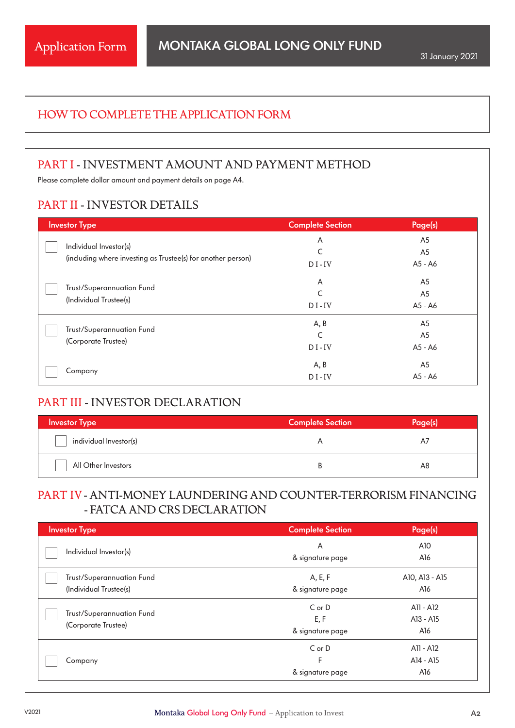# HOW TO COMPLETE THE APPLICATION FORM

## PART I - INVESTMENT AMOUNT AND PAYMENT METHOD

Please complete dollar amount and payment details on page A4.

## PART II - INVESTOR DETAILS

| Investor Type | Complete Section | Page(s) |
|---|---|---|
| ☐ Individual Investor(s) (including where investing as Trustee(s) for another person) | A<br>C<br>D I - IV | A5<br>A5<br>A5 - A6 |
| ☐ Trust/Superannuation Fund (Individual Trustee(s) | A<br>C<br>D I - IV | A5<br>A5<br>A5 - A6 |
| ☐ Trust/Superannuation Fund (Corporate Trustee) | A, B<br>C<br>D I - IV | A5<br>A5<br>A5 - A6 |
| ☐ Company | A, B<br>D I - IV | A5<br>A5 - A6 |

## PART III - INVESTOR DECLARATION

| Investor Type | Complete Section | Page(s) |
|---|---|---|
| ☐ individual Investor(s) | A | A7 |
| ☐ All Other Investors | B | A8 |

## PART IV - ANTI-MONEY LAUNDERING AND COUNTER-TERRORISM FINANCING - FATCA AND CRS DECLARATION

| Investor Type | Complete Section | Page(s) |
|---|---|---|
| ☐ Individual Investor(s) | A<br>& signature page | A10<br>A16 |
| ☐ Trust/Superannuation Fund (Individual Trustee(s) | A, E, F<br>& signature page | A10, A13 - A15<br>A16 |
| ☐ Trust/Superannuation Fund (Corporate Trustee) | C or D<br>E, F<br>& signature page | A11 - A12<br>A13 - A15<br>A16 |
| ☐ Company | C or D<br>F<br>& signature page | A11 - A12<br>A14 - A15<br>A16 |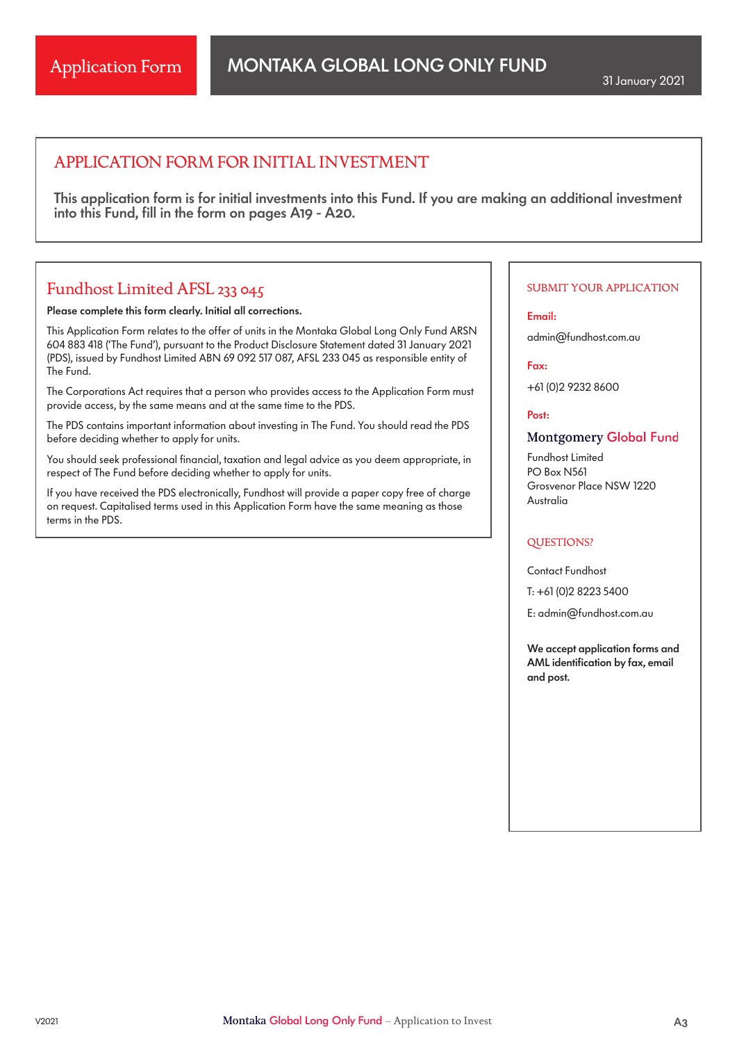Application Form

# MONTAKA GLOBAL LONG ONLY FUND

31 January 2021

## APPLICATION FORM FOR INITIAL INVESTMENT

**This application form is for initial investments into this Fund. If you are making an additional investment into this Fund, fill in the form on pages A19 - A20.**

## Fundhost Limited AFSL 233 045

**Please complete this form clearly. Initial all corrections.**

This Application Form relates to the offer of units in the Montaka Global Long Only Fund ARSN 604 883 418 ('The Fund'), pursuant to the Product Disclosure Statement dated 31 January 2021 (PDS), issued by Fundhost Limited ABN 69 092 517 087, AFSL 233 045 as responsible entity of The Fund.

The Corporations Act requires that a person who provides access to the Application Form must provide access, by the same means and at the same time to the PDS.

The PDS contains important information about investing in The Fund. You should read the PDS before deciding whether to apply for units.

You should seek professional financial, taxation and legal advice as you deem appropriate, in respect of The Fund before deciding whether to apply for units.

If you have received the PDS electronically, Fundhost will provide a paper copy free of charge on request. Capitalised terms used in this Application Form have the same meaning as those terms in the PDS.

### SUBMIT YOUR APPLICATION

**Email:**

admin@fundhost.com.au

**Fax:**

+61 (0)2 9232 8600

**Post:**

Montgomery Global Fund

Fundhost Limited
PO Box N561
Grosvenor Place NSW 1220
Australia

### QUESTIONS?

Contact Fundhost

T: +61 (0)2 8223 5400

E: admin@fundhost.com.au

**We accept application forms and AML identification by fax, email and post.**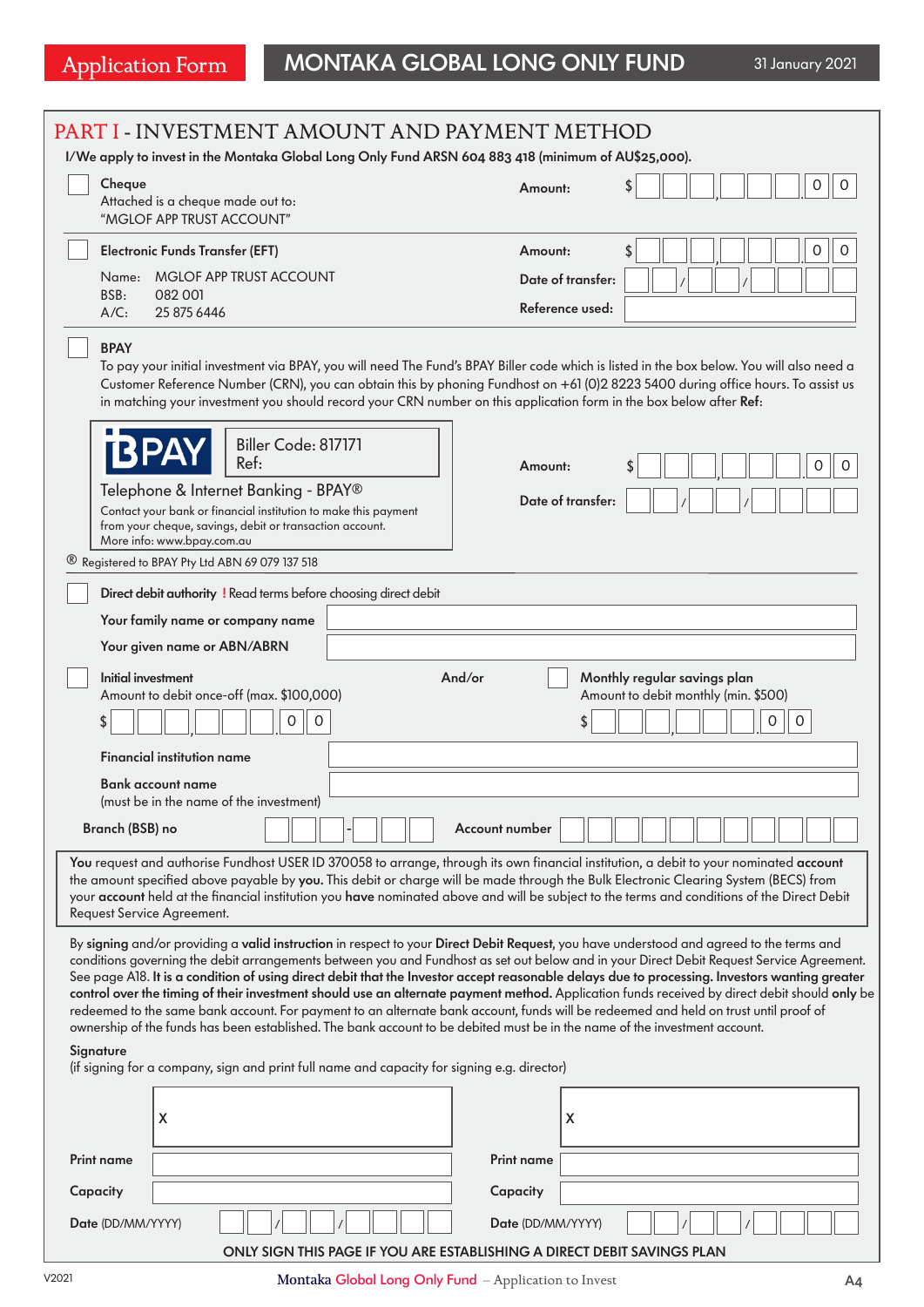Application Form | **MONTAKA GLOBAL LONG ONLY FUND** | 31 January 2021

## PART I - INVESTMENT AMOUNT AND PAYMENT METHOD

**I/We apply to invest in the Montaka Global Long Only Fund ARSN 604 883 418 (minimum of AU$25,000).**

☐ **Cheque**
Attached is a cheque made out to:
"MGLOF APP TRUST ACCOUNT"

**Amount:** $ ___ ___ ___ , ___ ___ ___ . 0 0

☐ **Electronic Funds Transfer (EFT)**

Name: MGLOF APP TRUST ACCOUNT
BSB: 082 001
A/C: 25 875 6446

**Amount:** $ ___ ___ ___ , ___ ___ ___ . 0 0

**Date of transfer:** ___ ___ / ___ ___ / ___ ___ ___ ___

**Reference used:** ____________________

☐ **BPAY**
To pay your initial investment via BPAY, you will need The Fund's BPAY Biller code which is listed in the box below. You will also need a Customer Reference Number (CRN), you can obtain this by phoning Fundhost on +61 (0)2 8223 5400 during office hours. To assist us in matching your investment you should record your CRN number on this application form in the box below after **Ref**:

BPAY
Biller Code: 817171
Ref:

Telephone & Internet Banking - BPAY®
Contact your bank or financial institution to make this payment from your cheque, savings, debit or transaction account.
More info: www.bpay.com.au

**Amount:** $ ___ ___ ___ , ___ ___ ___ . 0 0

**Date of transfer:** ___ ___ / ___ ___ / ___ ___ ___ ___

® Registered to BPAY Pty Ltd ABN 69 079 137 518

☐ **Direct debit authority** ! Read terms before choosing direct debit

**Your family name or company name** ____________________

**Your given name or ABN/ABRN** ____________________

☐ **Initial investment**
Amount to debit once-off (max. $100,000)
$ ___ ___ ___ , ___ ___ ___ . 0 0

And/or

☐ **Monthly regular savings plan**
Amount to debit monthly (min. $500)
$ ___ ___ ___ , ___ ___ ___ . 0 0

**Financial institution name** ____________________

**Bank account name**
(must be in the name of the investment) ____________________

**Branch (BSB) no** ___ ___ ___ - ___ ___ ___ **Account number** ___ ___ ___ ___ ___ ___ ___ ___ ___ ___ ___

**You** request and authorise Fundhost USER ID 370058 to arrange, through its own financial institution, a debit to your nominated **account** the amount specified above payable by **you**. This debit or charge will be made through the Bulk Electronic Clearing System (BECS) from your **account** held at the financial institution you **have** nominated above and will be subject to the terms and conditions of the Direct Debit Request Service Agreement.

By **signing** and/or providing a **valid instruction** in respect to your **Direct Debit Request**, you have understood and agreed to the terms and conditions governing the debit arrangements between you and Fundhost as set out below and in your Direct Debit Request Service Agreement. See page A18. **It is a condition of using direct debit that the Investor accept reasonable delays due to processing. Investors wanting greater control over the timing of their investment should use an alternate payment method.** Application funds received by direct debit should **only** be redeemed to the same bank account. For payment to an alternate bank account, funds will be redeemed and held on trust until proof of ownership of the funds has been established. The bank account to be debited must be in the name of the investment account.

**Signature**
(if signing for a company, sign and print full name and capacity for signing e.g. director)

| | |
|---|---|
| X | X |
| **Print name** ____________________ | **Print name** ____________________ |
| **Capacity** ____________________ | **Capacity** ____________________ |
| **Date** (DD/MM/YYYY) ___ ___ / ___ ___ / ___ ___ ___ ___ | **Date** (DD/MM/YYYY) ___ ___ / ___ ___ / ___ ___ ___ ___ |

**ONLY SIGN THIS PAGE IF YOU ARE ESTABLISHING A DIRECT DEBIT SAVINGS PLAN**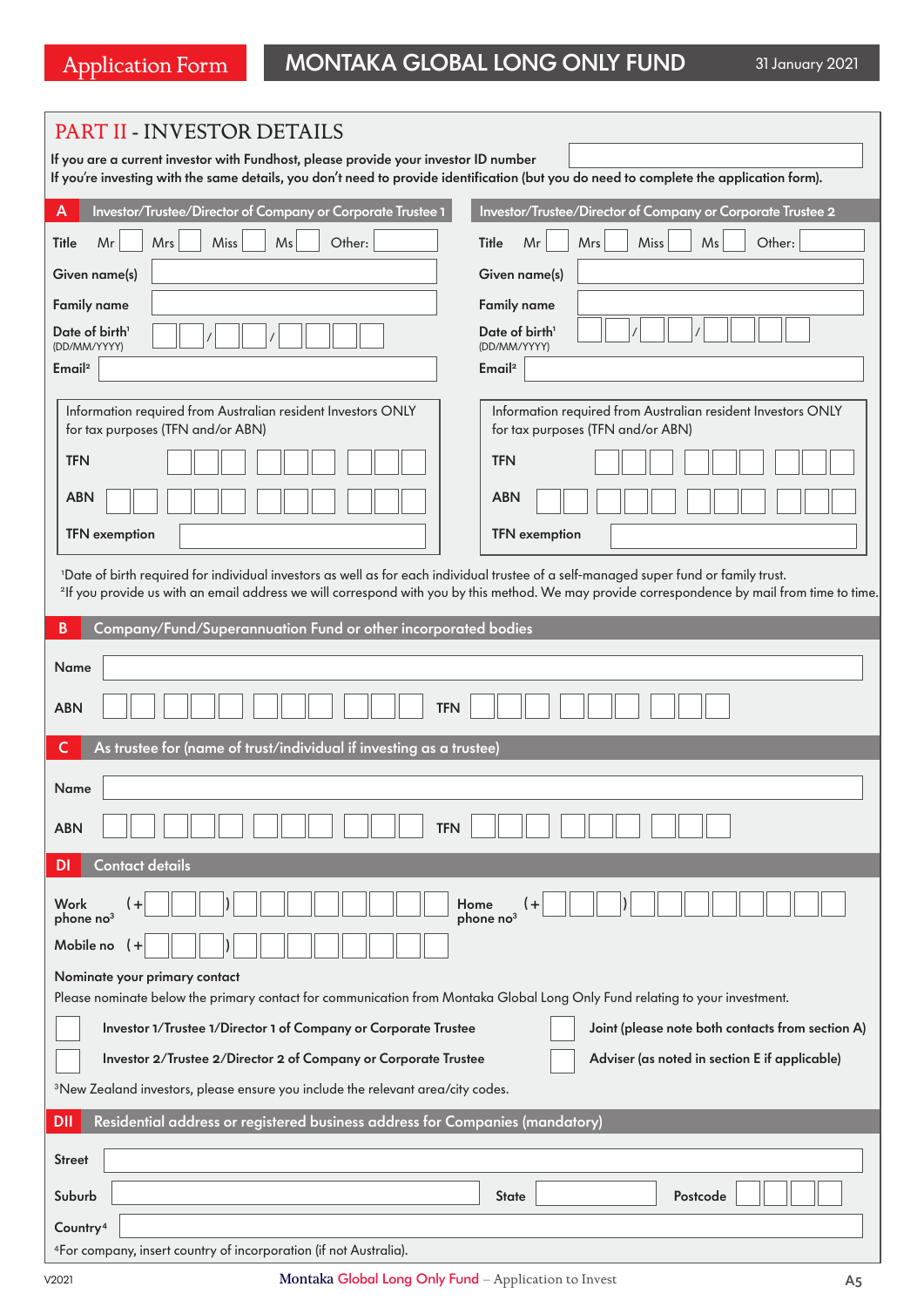## PART II - INVESTOR DETAILS

If you are a current investor with Fundhost, please provide your investor ID number

If you're investing with the same details, you don't need to provide identification (but you do need to complete the application form).

### A Investor/Trustee/Director of Company or Corporate Trustee 1

Title Mr Mrs Miss Ms Other:

Given name(s)

Family name

Date of birth[1] (DD/MM/YYYY) / /

Email[2]

Information required from Australian resident Investors ONLY for tax purposes (TFN and/or ABN)

TFN

ABN

TFN exemption

### Investor/Trustee/Director of Company or Corporate Trustee 2

Title Mr Mrs Miss Ms Other:

Given name(s)

Family name

Date of birth[1] (DD/MM/YYYY) / /

Email[2]

Information required from Australian resident Investors ONLY for tax purposes (TFN and/or ABN)

TFN

ABN

TFN exemption

[1]Date of birth required for individual investors as well as for each individual trustee of a self-managed super fund or family trust.

[2]If you provide us with an email address we will correspond with you by this method. We may provide correspondence by mail from time to time.

### B Company/Fund/Superannuation Fund or other incorporated bodies

Name

ABN TFN

### C As trustee for (name of trust/individual if investing as a trustee)

Name

ABN TFN

### DI Contact details

Work phone no[3] (+ )

Home phone no[3] (+ )

Mobile no (+ )

**Nominate your primary contact**

Please nominate below the primary contact for communication from Montaka Global Long Only Fund relating to your investment.

- Investor 1/Trustee 1/Director 1 of Company or Corporate Trustee
- Investor 2/Trustee 2/Director 2 of Company or Corporate Trustee
- Joint (please note both contacts from section A)
- Adviser (as noted in section E if applicable)

[3]New Zealand investors, please ensure you include the relevant area/city codes.

### DII Residential address or registered business address for Companies (mandatory)

Street

Suburb State Postcode

Country[4]

[4]For company, insert country of incorporation (if not Australia).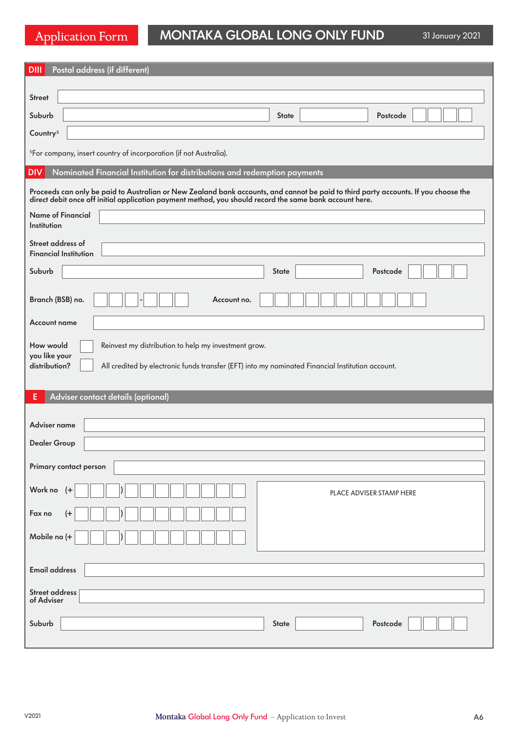## DIII Postal address (if different)

Street

Suburb State Postcode

Country[5]

[5]For company, insert country of incorporation (if not Australia).

## DIV Nominated Financial Institution for distributions and redemption payments

**Proceeds can only be paid to Australian or New Zealand bank accounts, and cannot be paid to third party accounts. If you choose the direct debit once off initial application payment method, you should record the same bank account here.**

Name of Financial Institution

Street address of Financial Institution

Suburb State Postcode

Branch (BSB) no. - Account no.

Account name

How would you like your distribution?

- ☐ Reinvest my distribution to help my investment grow.
- ☐ All credited by electronic funds transfer (EFT) into my nominated Financial Institution account.

## E Adviser contact details (optional)

Adviser name

Dealer Group

Primary contact person

Work no (+ )

Fax no (+ )

Mobile no (+ )

PLACE ADVISER STAMP HERE

Email address

Street address of Adviser

Suburb State Postcode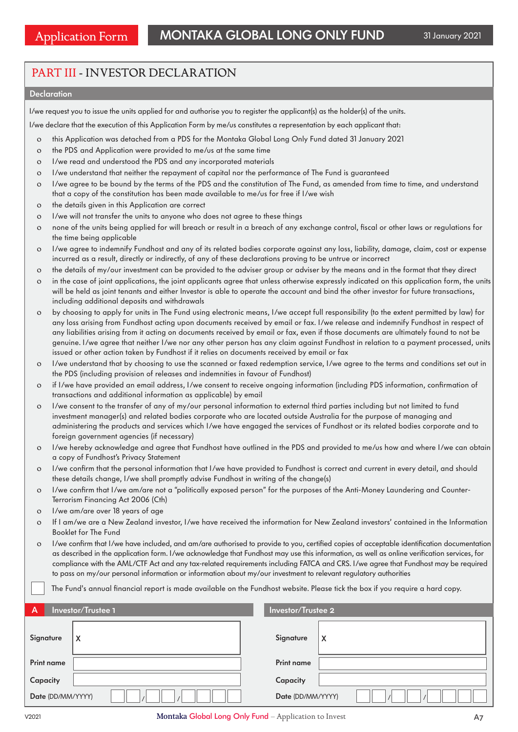# PART III - INVESTOR DECLARATION

## Declaration

I/we request you to issue the units applied for and authorise you to register the applicant(s) as the holder(s) of the units.

I/we declare that the execution of this Application Form by me/us constitutes a representation by each applicant that:

- this Application was detached from a PDS for the Montaka Global Long Only Fund dated 31 January 2021
- the PDS and Application were provided to me/us at the same time
- I/we read and understood the PDS and any incorporated materials
- I/we understand that neither the repayment of capital nor the performance of The Fund is guaranteed
- I/we agree to be bound by the terms of the PDS and the constitution of The Fund, as amended from time to time, and understand that a copy of the constitution has been made available to me/us for free if I/we wish
- the details given in this Application are correct
- I/we will not transfer the units to anyone who does not agree to these things
- none of the units being applied for will breach or result in a breach of any exchange control, fiscal or other laws or regulations for the time being applicable
- I/we agree to indemnify Fundhost and any of its related bodies corporate against any loss, liability, damage, claim, cost or expense incurred as a result, directly or indirectly, of any of these declarations proving to be untrue or incorrect
- the details of my/our investment can be provided to the adviser group or adviser by the means and in the format that they direct
- in the case of joint applications, the joint applicants agree that unless otherwise expressly indicated on this application form, the units will be held as joint tenants and either Investor is able to operate the account and bind the other investor for future transactions, including additional deposits and withdrawals
- by choosing to apply for units in The Fund using electronic means, I/we accept full responsibility (to the extent permitted by law) for any loss arising from Fundhost acting upon documents received by email or fax. I/we release and indemnify Fundhost in respect of any liabilities arising from it acting on documents received by email or fax, even if those documents are ultimately found to not be genuine. I/we agree that neither I/we nor any other person has any claim against Fundhost in relation to a payment processed, units issued or other action taken by Fundhost if it relies on documents received by email or fax
- I/we understand that by choosing to use the scanned or faxed redemption service, I/we agree to the terms and conditions set out in the PDS (including provision of releases and indemnities in favour of Fundhost)
- if I/we have provided an email address, I/we consent to receive ongoing information (including PDS information, confirmation of transactions and additional information as applicable) by email
- I/we consent to the transfer of any of my/our personal information to external third parties including but not limited to fund investment manager(s) and related bodies corporate who are located outside Australia for the purpose of managing and administering the products and services which I/we have engaged the services of Fundhost or its related bodies corporate and to foreign government agencies (if necessary)
- I/we hereby acknowledge and agree that Fundhost have outlined in the PDS and provided to me/us how and where I/we can obtain a copy of Fundhost's Privacy Statement
- I/we confirm that the personal information that I/we have provided to Fundhost is correct and current in every detail, and should these details change, I/we shall promptly advise Fundhost in writing of the change(s)
- I/we confirm that I/we am/are not a "politically exposed person" for the purposes of the Anti-Money Laundering and Counter-Terrorism Financing Act 2006 (Cth)
- I/we am/are over 18 years of age
- If I am/we are a New Zealand investor, I/we have received the information for New Zealand investors' contained in the Information Booklet for The Fund
- I/we confirm that I/we have included, and am/are authorised to provide to you, certified copies of acceptable identification documentation as described in the application form. I/we acknowledge that Fundhost may use this information, as well as online verification services, for compliance with the AML/CTF Act and any tax-related requirements including FATCA and CRS. I/we agree that Fundhost may be required to pass on my/our personal information or information about my/our investment to relevant regulatory authorities

☐ The Fund's annual financial report is made available on the Fundhost website. Please tick the box if you require a hard copy.

| **A** Investor/Trustee 1 | | Investor/Trustee 2 | |
|---|---|---|---|
| Signature | X | Signature | X |
| Print name | | Print name | |
| Capacity | | Capacity | |
| Date (DD/MM/YYYY) | __ __ / __ __ / __ __ __ __ | Date (DD/MM/YYYY) | __ __ / __ __ / __ __ __ __ |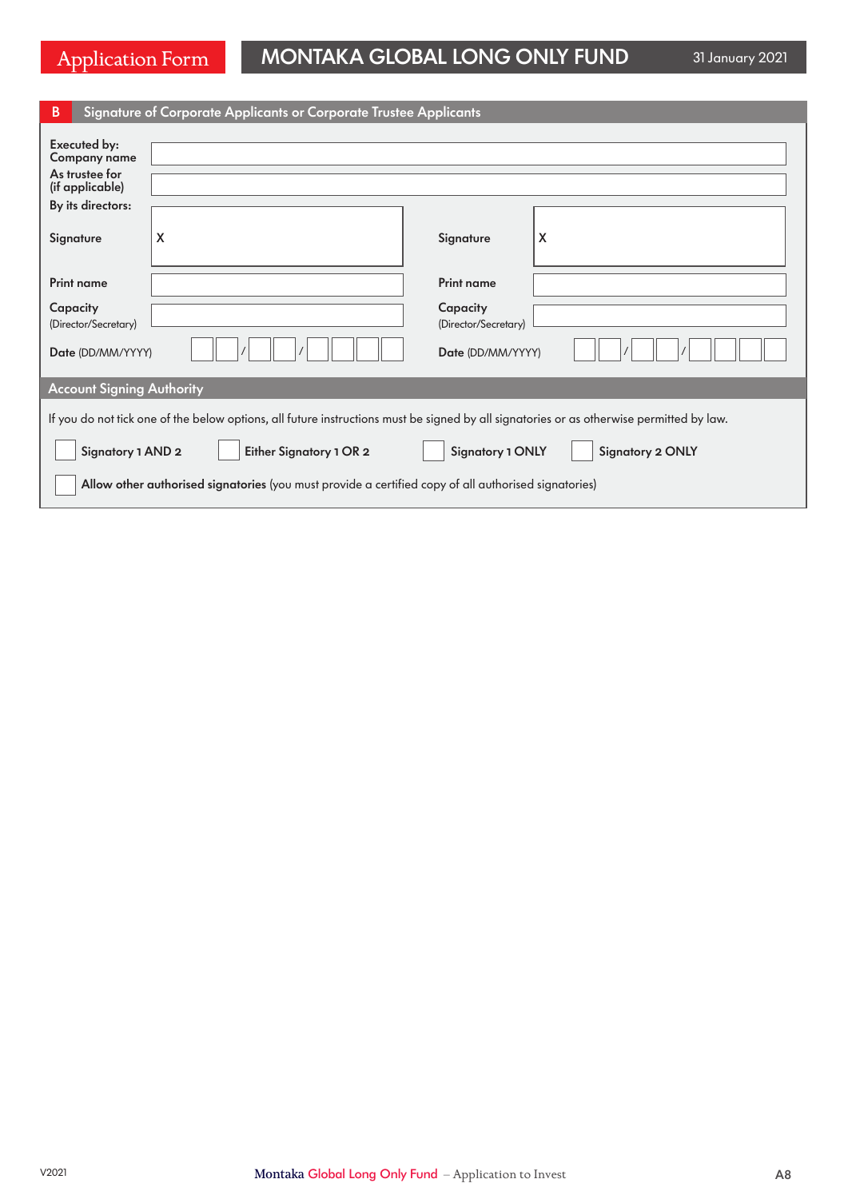## B Signature of Corporate Applicants or Corporate Trustee Applicants

**Executed by:**
**Company name**

**As trustee for (if applicable)**

**By its directors:**

| | | | |
|---|---|---|---|
| Signature | X | Signature | X |
| Print name | | Print name | |
| Capacity (Director/Secretary) | | Capacity (Director/Secretary) | |
| **Date** (DD/MM/YYYY) | / / | **Date** (DD/MM/YYYY) | / / |

### Account Signing Authority

If you do not tick one of the below options, all future instructions must be signed by all signatories or as otherwise permitted by law.

☐ **Signatory 1 AND 2** ☐ **Either Signatory 1 OR 2** ☐ **Signatory 1 ONLY** ☐ **Signatory 2 ONLY**

☐ **Allow other authorised signatories** (you must provide a certified copy of all authorised signatories)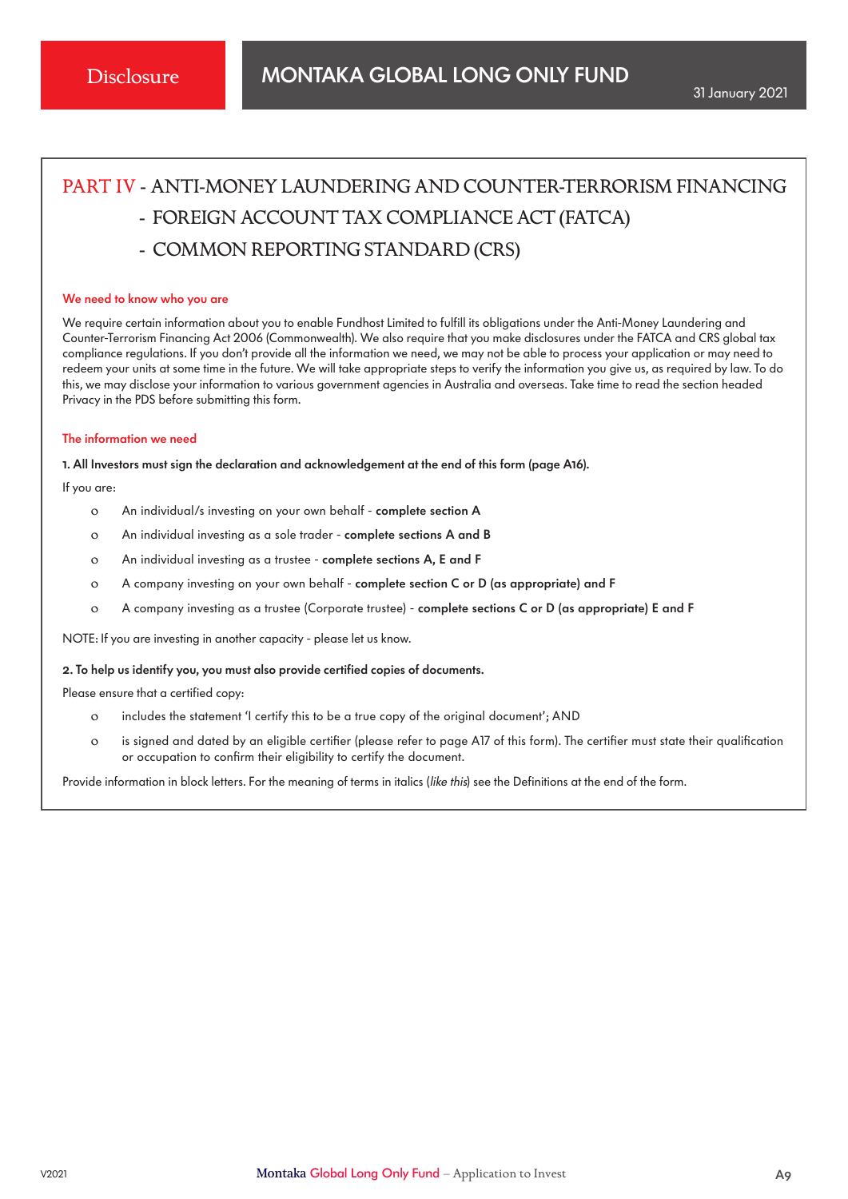# PART IV - ANTI-MONEY LAUNDERING AND COUNTER-TERRORISM FINANCING
# - FOREIGN ACCOUNT TAX COMPLIANCE ACT (FATCA)
# - COMMON REPORTING STANDARD (CRS)

### We need to know who you are

We require certain information about you to enable Fundhost Limited to fulfill its obligations under the Anti-Money Laundering and Counter-Terrorism Financing Act 2006 (Commonwealth). We also require that you make disclosures under the FATCA and CRS global tax compliance regulations. If you don't provide all the information we need, we may not be able to process your application or may need to redeem your units at some time in the future. We will take appropriate steps to verify the information you give us, as required by law. To do this, we may disclose your information to various government agencies in Australia and overseas. Take time to read the section headed Privacy in the PDS before submitting this form.

### The information we need

**1. All Investors must sign the declaration and acknowledgement at the end of this form (page A16).**

If you are:

- An individual/s investing on your own behalf - **complete section A**
- An individual investing as a sole trader - **complete sections A and B**
- An individual investing as a trustee - **complete sections A, E and F**
- A company investing on your own behalf - **complete section C or D (as appropriate) and F**
- A company investing as a trustee (Corporate trustee) - **complete sections C or D (as appropriate) E and F**

NOTE: If you are investing in another capacity - please let us know.

**2. To help us identify you, you must also provide certified copies of documents.**

Please ensure that a certified copy:

- includes the statement 'I certify this to be a true copy of the original document'; AND
- is signed and dated by an eligible certifier (please refer to page A17 of this form). The certifier must state their qualification or occupation to confirm their eligibility to certify the document.

Provide information in block letters. For the meaning of terms in italics (*like this*) see the Definitions at the end of the form.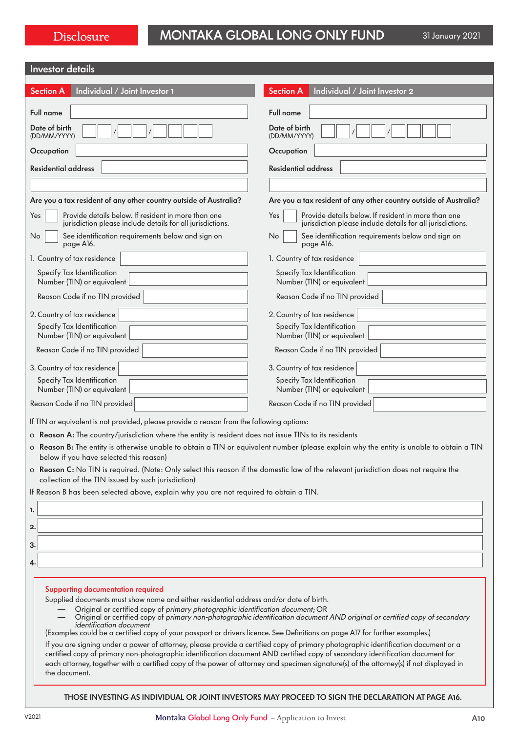## Investor details

### Section A Individual / Joint Investor 1

Full name

Date of birth (DD/MM/YYYY) _ _ / _ _ / _ _ _ _

Occupation

Residential address

**Are you a tax resident of any other country outside of Australia?**

Yes ☐ Provide details below. If resident in more than one jurisdiction please include details for all jurisdictions.

No ☐ See identification requirements below and sign on page A16.

1. Country of tax residence

   Specify Tax Identification Number (TIN) or equivalent

   Reason Code if no TIN provided

2. Country of tax residence

   Specify Tax Identification Number (TIN) or equivalent

   Reason Code if no TIN provided

3. Country of tax residence

   Specify Tax Identification Number (TIN) or equivalent

   Reason Code if no TIN provided

### Section A Individual / Joint Investor 2

Full name

Date of birth (DD/MM/YYYY) _ _ / _ _ / _ _ _ _

Occupation

Residential address

**Are you a tax resident of any other country outside of Australia?**

Yes ☐ Provide details below. If resident in more than one jurisdiction please include details for all jurisdictions.

No ☐ See identification requirements below and sign on page A16.

1. Country of tax residence

   Specify Tax Identification Number (TIN) or equivalent

   Reason Code if no TIN provided

2. Country of tax residence

   Specify Tax Identification Number (TIN) or equivalent

   Reason Code if no TIN provided

3. Country of tax residence

   Specify Tax Identification Number (TIN) or equivalent

   Reason Code if no TIN provided

If TIN or equivalent is not provided, please provide a reason from the following options:

- **Reason A:** The country/jurisdiction where the entity is resident does not issue TINs to its residents
- **Reason B:** The entity is otherwise unable to obtain a TIN or equivalent number (please explain why the entity is unable to obtain a TIN below if you have selected this reason)
- **Reason C:** No TIN is required. (Note: Only select this reason if the domestic law of the relevant jurisdiction does not require the collection of the TIN issued by such jurisdiction)

If Reason B has been selected above, explain why you are not required to obtain a TIN.

**1.**

**2.**

**3.**

**4.**

**Supporting documentation required**

Supplied documents must show name and either residential address and/or date of birth.

- Original or certified copy of *primary photographic identification document;* OR
- Original or certified copy of *primary non-photographic identification document AND original or certified copy of secondary identification document*

(Examples could be a certified copy of your passport or drivers licence. See Definitions on page A17 for further examples.)

If you are signing under a power of attorney, please provide a certified copy of primary photographic identification document or a certified copy of primary non-photographic identification document AND certified copy of secondary identification document for each attorney, together with a certified copy of the power of attorney and specimen signature(s) of the attorney(s) if not displayed in the document.

**THOSE INVESTING AS INDIVIDUAL OR JOINT INVESTORS MAY PROCEED TO SIGN THE DECLARATION AT PAGE A16.**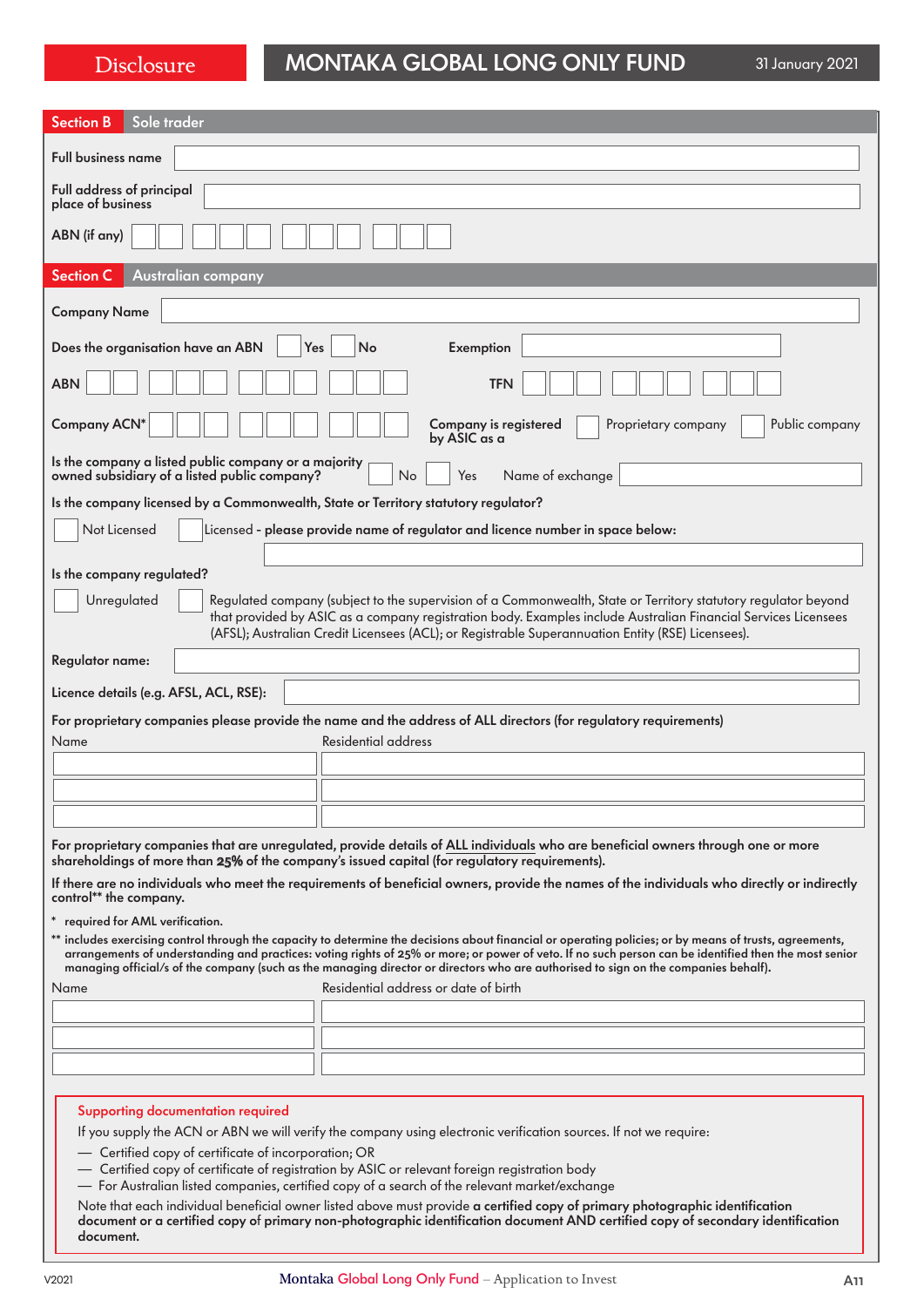## Section B Sole trader

Full business name

Full address of principal place of business

ABN (if any)

## Section C Australian company

Company Name

Does the organisation have an ABN ☐ Yes ☐ No    Exemption

ABN    TFN

Company ACN*    Company is registered by ASIC as a ☐ Proprietary company ☐ Public company

Is the company a listed public company or a majority owned subsidiary of a listed public company? ☐ No ☐ Yes Name of exchange

Is the company licensed by a Commonwealth, State or Territory statutory regulator?

☐ Not Licensed ☐ Licensed - **please provide name of regulator and licence number in space below:**

Is the company regulated?

☐ Unregulated ☐ Regulated company (subject to the supervision of a Commonwealth, State or Territory statutory regulator beyond that provided by ASIC as a company registration body. Examples include Australian Financial Services Licensees (AFSL); Australian Credit Licensees (ACL); or Registrable Superannuation Entity (RSE) Licensees).

Regulator name:

Licence details (e.g. AFSL, ACL, RSE):

**For proprietary companies please provide the name and the address of ALL directors (for regulatory requirements)**

| Name | Residential address |
|---|---|
| | |
| | |
| | |

**For proprietary companies that are unregulated, provide details of ALL individuals who are beneficial owners through one or more shareholdings of more than 25% of the company's issued capital (for regulatory requirements).**

**If there are no individuals who meet the requirements of beneficial owners, provide the names of the individuals who directly or indirectly control\*\* the company.**

\* required for AML verification.

\*\* includes exercising control through the capacity to determine the decisions about financial or operating policies; or by means of trusts, agreements, arrangements of understanding and practices: voting rights of 25% or more; or power of veto. If no such person can be identified then the most senior managing official/s of the company (such as the managing director or directors who are authorised to sign on the companies behalf).

| Name | Residential address or date of birth |
|---|---|
| | |
| | |
| | |

**Supporting documentation required**

If you supply the ACN or ABN we will verify the company using electronic verification sources. If not we require:

- Certified copy of certificate of incorporation; OR
- Certified copy of certificate of registration by ASIC or relevant foreign registration body
- For Australian listed companies, certified copy of a search of the relevant market/exchange

Note that each individual beneficial owner listed above must provide **a certified copy of primary photographic identification document or a certified copy of primary non-photographic identification document AND certified copy of secondary identification document.**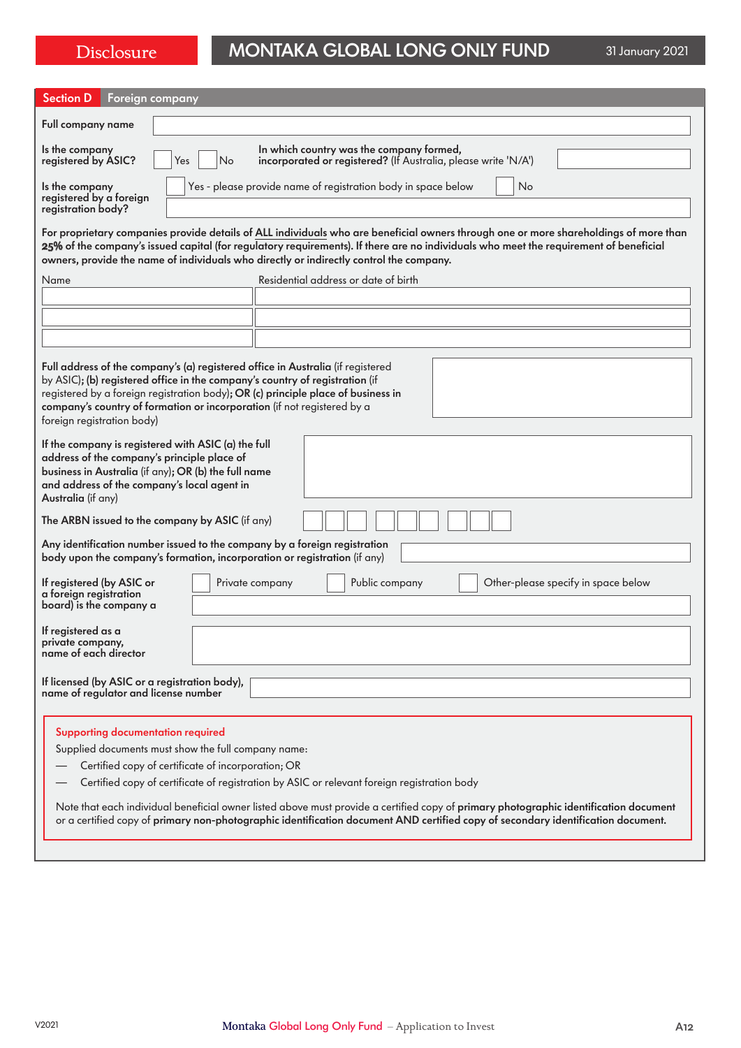## Section D Foreign company

Full company name

Is the company registered by ASIC? ☐ Yes ☐ No

In which country was the company formed, incorporated or registered? (If Australia, please write 'N/A')

Is the company registered by a foreign registration body? ☐ Yes - please provide name of registration body in space below ☐ No

**For proprietary companies provide details of ALL individuals who are beneficial owners through one or more shareholdings of more than 25% of the company's issued capital (for regulatory requirements). If there are no individuals who meet the requirement of beneficial owners, provide the name of individuals who directly or indirectly control the company.**

| Name | Residential address or date of birth |
|---|---|
| | |
| | |
| | |

**Full address of the company's (a) registered office in Australia** (if registered by ASIC); **(b) registered office in the company's country of registration** (if registered by a foreign registration body); **OR (c) principle place of business in company's country of formation or incorporation** (if not registered by a foreign registration body)

**If the company is registered with ASIC (a) the full address of the company's principle place of business in Australia** (if any); **OR (b) the full name and address of the company's local agent in Australia** (if any)

**The ARBN issued to the company by ASIC** (if any)

**Any identification number issued to the company by a foreign registration body upon the company's formation, incorporation or registration** (if any)

**If registered (by ASIC or a foreign registration board) is the company a** ☐ Private company ☐ Public company ☐ Other-please specify in space below

**If registered as a private company, name of each director**

**If licensed (by ASIC or a registration body), name of regulator and license number**

**Supporting documentation required**

Supplied documents must show the full company name:

- Certified copy of certificate of incorporation; OR
- Certified copy of certificate of registration by ASIC or relevant foreign registration body

Note that each individual beneficial owner listed above must provide a certified copy of **primary photographic identification document** or a certified copy of **primary non-photographic identification document AND certified copy of secondary identification document.**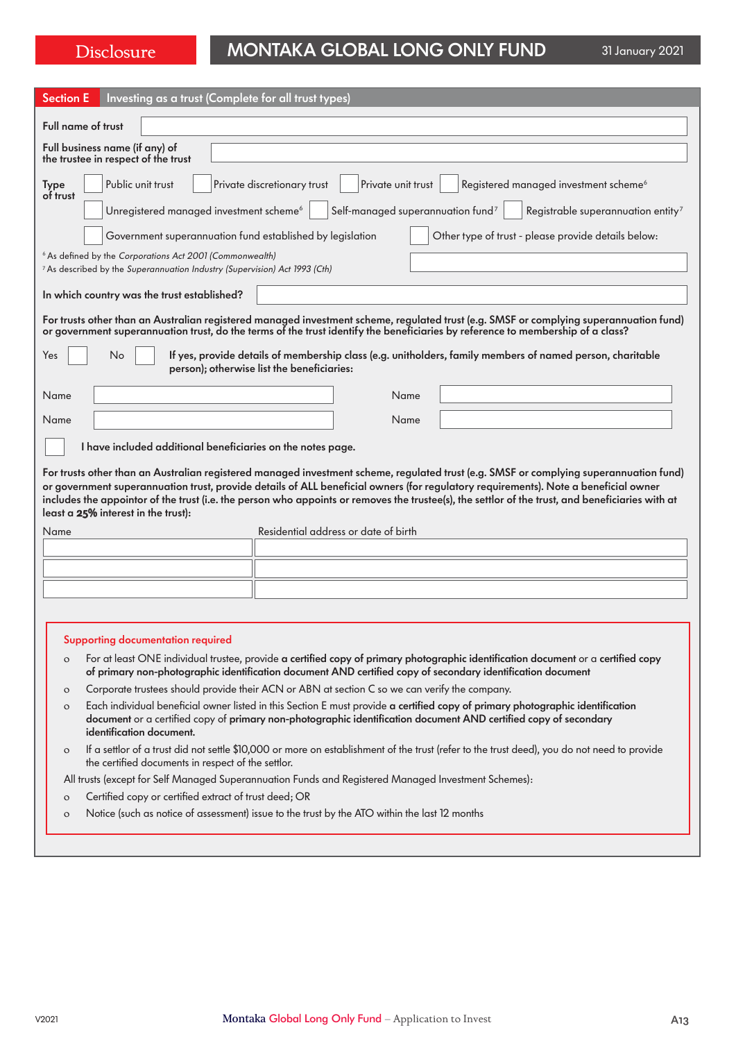## Section E Investing as a trust (Complete for all trust types)

**Full name of trust**

**Full business name (if any) of the trustee in respect of the trust**

**Type of trust**

☐ Public unit trust ☐ Private discretionary trust ☐ Private unit trust ☐ Registered managed investment scheme[6]

☐ Unregistered managed investment scheme[6] ☐ Self-managed superannuation fund[7] ☐ Registrable superannuation entity[7]

☐ Government superannuation fund established by legislation ☐ Other type of trust - please provide details below:

[6] As defined by the *Corporations Act 2001 (Commonwealth)*
[7] As described by the *Superannuation Industry (Supervision) Act 1993 (Cth)*

**In which country was the trust established?**

**For trusts other than an Australian registered managed investment scheme, regulated trust (e.g. SMSF or complying superannuation fund) or government superannuation trust, do the terms of the trust identify the beneficiaries by reference to membership of a class?**

Yes ☐ No ☐ **If yes, provide details of membership class (e.g. unitholders, family members of named person, charitable person); otherwise list the beneficiaries:**

| Name | | Name | |
|---|---|---|---|
| Name | | Name | |

☐ **I have included additional beneficiaries on the notes page.**

**For trusts other than an Australian registered managed investment scheme, regulated trust (e.g. SMSF or complying superannuation fund) or government superannuation trust, provide details of ALL beneficial owners (for regulatory requirements). Note a beneficial owner includes the appointor of the trust (i.e. the person who appoints or removes the trustee(s), the settlor of the trust, and beneficiaries with at least a 25% interest in the trust):**

| Name | Residential address or date of birth |
|---|---|
| | |
| | |
| | |

**Supporting documentation required**

- For at least ONE individual trustee, provide **a certified copy of primary photographic identification document** or a **certified copy of primary non-photographic identification document AND certified copy of secondary identification document**
- Corporate trustees should provide their ACN or ABN at section C so we can verify the company.
- Each individual beneficial owner listed in this Section E must provide **a certified copy of primary photographic identification document** or a certified copy of **primary non-photographic identification document AND certified copy of secondary identification document.**
- If a settlor of a trust did not settle $10,000 or more on establishment of the trust (refer to the trust deed), you do not need to provide the certified documents in respect of the settlor.

All trusts (except for Self Managed Superannuation Funds and Registered Managed Investment Schemes):

- Certified copy or certified extract of trust deed; OR
- Notice (such as notice of assessment) issue to the trust by the ATO within the last 12 months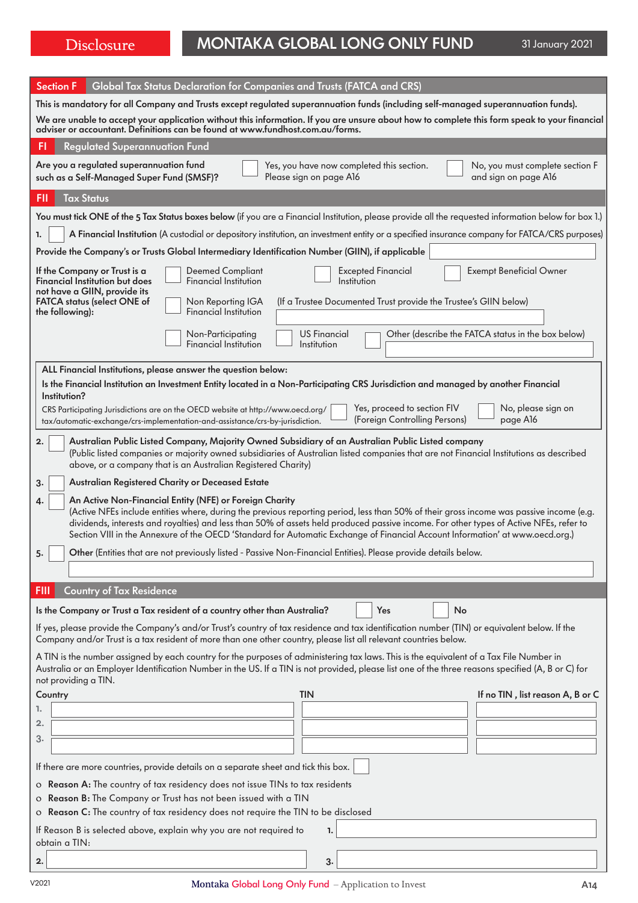## Section F Global Tax Status Declaration for Companies and Trusts (FATCA and CRS)

**This is mandatory for all Company and Trusts except regulated superannuation funds (including self-managed superannuation funds).**

**We are unable to accept your application without this information. If you are unsure about how to complete this form speak to your financial adviser or accountant. Definitions can be found at www.fundhost.com.au/forms.**

### FI Regulated Superannuation Fund

Are you a regulated superannuation fund such as a Self-Managed Super Fund (SMSF)?

☐ Yes, you have now completed this section. Please sign on page A16

☐ No, you must complete section F and sign on page A16

### FII Tax Status

**You must tick ONE of the 5 Tax Status boxes below** (if you are a Financial Institution, please provide all the requested information below for box 1.)

1. ☐ **A Financial Institution** (A custodial or depository institution, an investment entity or a specified insurance company for FATCA/CRS purposes)

**Provide the Company's or Trusts Global Intermediary Identification Number (GIIN), if applicable** ______________________

**If the Company or Trust is a Financial Institution but does not have a GIIN, provide its FATCA status (select ONE of the following):**

☐ Deemed Compliant Financial Institution ☐ Excepted Financial Institution ☐ Exempt Beneficial Owner

☐ Non Reporting IGA Financial Institution (If a Trustee Documented Trust provide the Trustee's GIIN below) ______________________

☐ Non-Participating Financial Institution ☐ US Financial Institution ☐ Other (describe the FATCA status in the box below) ______________________

**ALL Financial Institutions, please answer the question below:**

**Is the Financial Institution an Investment Entity located in a Non-Participating CRS Jurisdiction and managed by another Financial Institution?**

CRS Participating Jurisdictions are on the OECD website at http://www.oecd.org/tax/automatic-exchange/crs-implementation-and-assistance/crs-by-jurisdiction.

☐ Yes, proceed to section FIV (Foreign Controlling Persons) ☐ No, please sign on page A16

2. ☐ **Australian Public Listed Company, Majority Owned Subsidiary of an Australian Public Listed company**
(Public listed companies or majority owned subsidiaries of Australian listed companies that are not Financial Institutions as described above, or a company that is an Australian Registered Charity)

3. ☐ **Australian Registered Charity or Deceased Estate**

4. ☐ **An Active Non-Financial Entity (NFE) or Foreign Charity**
(Active NFEs include entities where, during the previous reporting period, less than 50% of their gross income was passive income (e.g. dividends, interests and royalties) and less than 50% of assets held produced passive income. For other types of Active NFEs, refer to Section VIII in the Annexure of the OECD 'Standard for Automatic Exchange of Financial Account Information' at www.oecd.org.)

5. ☐ **Other** (Entities that are not previously listed - Passive Non-Financial Entities). Please provide details below.

______________________

### FIII Country of Tax Residence

**Is the Company or Trust a Tax resident of a country other than Australia?** ☐ Yes ☐ No

If yes, please provide the Company's and/or Trust's country of tax residence and tax identification number (TIN) or equivalent below. If the Company and/or Trust is a tax resident of more than one other country, please list all relevant countries below.

A TIN is the number assigned by each country for the purposes of administering tax laws. This is the equivalent of a Tax File Number in Australia or an Employer Identification Number in the US. If a TIN is not provided, please list one of the three reasons specified (A, B or C) for not providing a TIN.

| | Country | TIN | If no TIN , list reason A, B or C |
|---|---|---|---|
| 1. | | | |
| 2. | | | |
| 3. | | | |

If there are more countries, provide details on a separate sheet and tick this box. ☐

- **Reason A:** The country of tax residency does not issue TINs to tax residents
- **Reason B:** The Company or Trust has not been issued with a TIN
- **Reason C:** The country of tax residency does not require the TIN to be disclosed

If Reason B is selected above, explain why you are not required to obtain a TIN:

1. ______________________
2. ______________________
3. ______________________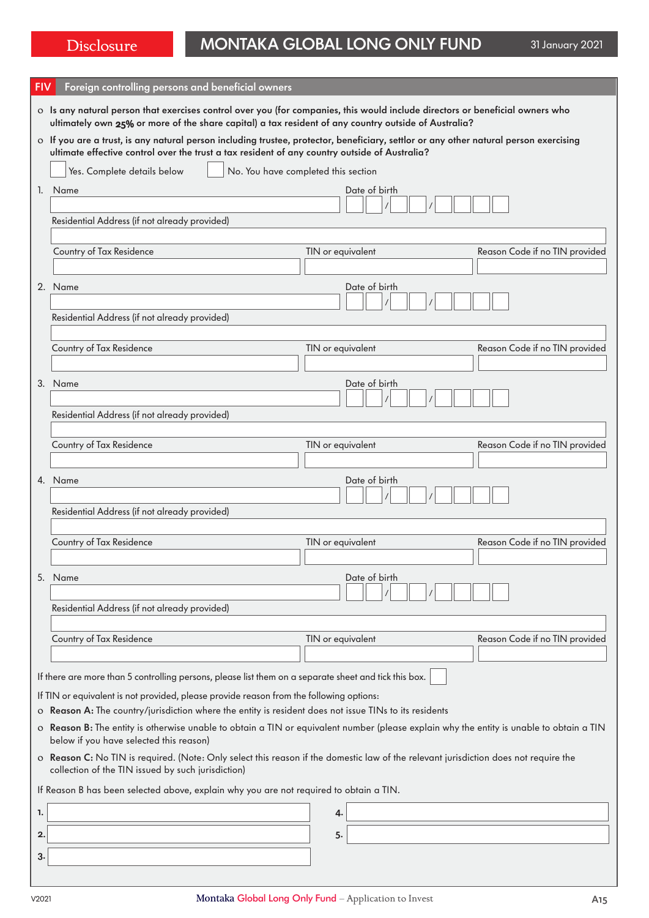## FIV Foreign controlling persons and beneficial owners

- **Is any natural person that exercises control over you (for companies, this would include directors or beneficial owners who ultimately own 25% or more of the share capital) a tax resident of any country outside of Australia?**
- **If you are a trust, is any natural person including trustee, protector, beneficiary, settlor or any other natural person exercising ultimate effective control over the trust a tax resident of any country outside of Australia?**

☐ Yes. Complete details below ☐ No. You have completed this section

1. Name ______ Date of birth __ __ / __ __ / __ __ __ __
   Residential Address (if not already provided) ______
   Country of Tax Residence ______ TIN or equivalent ______ Reason Code if no TIN provided ______

2. Name ______ Date of birth __ __ / __ __ / __ __ __ __
   Residential Address (if not already provided) ______
   Country of Tax Residence ______ TIN or equivalent ______ Reason Code if no TIN provided ______

3. Name ______ Date of birth __ __ / __ __ / __ __ __ __
   Residential Address (if not already provided) ______
   Country of Tax Residence ______ TIN or equivalent ______ Reason Code if no TIN provided ______

4. Name ______ Date of birth __ __ / __ __ / __ __ __ __
   Residential Address (if not already provided) ______
   Country of Tax Residence ______ TIN or equivalent ______ Reason Code if no TIN provided ______

5. Name ______ Date of birth __ __ / __ __ / __ __ __ __
   Residential Address (if not already provided) ______
   Country of Tax Residence ______ TIN or equivalent ______ Reason Code if no TIN provided ______

If there are more than 5 controlling persons, please list them on a separate sheet and tick this box. ☐

If TIN or equivalent is not provided, please provide reason from the following options:

- **Reason A:** The country/jurisdiction where the entity is resident does not issue TINs to its residents
- **Reason B:** The entity is otherwise unable to obtain a TIN or equivalent number (please explain why the entity is unable to obtain a TIN below if you have selected this reason)
- **Reason C:** No TIN is required. (Note: Only select this reason if the domestic law of the relevant jurisdiction does not require the collection of the TIN issued by such jurisdiction)

If Reason B has been selected above, explain why you are not required to obtain a TIN.

**1.** ______ **4.** ______

**2.** ______ **5.** ______

**3.** ______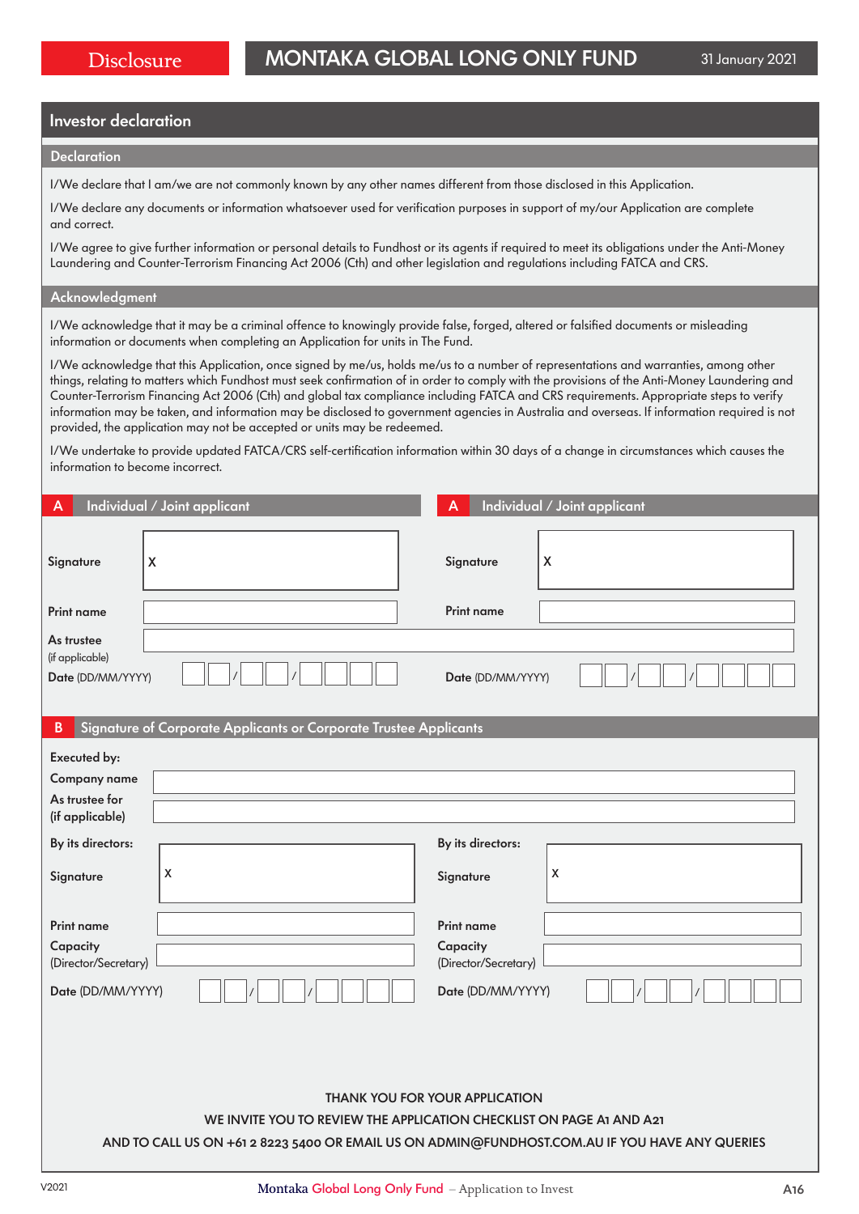## Investor declaration

### Declaration

I/We declare that I am/we are not commonly known by any other names different from those disclosed in this Application.

I/We declare any documents or information whatsoever used for verification purposes in support of my/our Application are complete and correct.

I/We agree to give further information or personal details to Fundhost or its agents if required to meet its obligations under the Anti-Money Laundering and Counter-Terrorism Financing Act 2006 (Cth) and other legislation and regulations including FATCA and CRS.

### Acknowledgment

I/We acknowledge that it may be a criminal offence to knowingly provide false, forged, altered or falsified documents or misleading information or documents when completing an Application for units in The Fund.

I/We acknowledge that this Application, once signed by me/us, holds me/us to a number of representations and warranties, among other things, relating to matters which Fundhost must seek confirmation of in order to comply with the provisions of the Anti-Money Laundering and Counter-Terrorism Financing Act 2006 (Cth) and global tax compliance including FATCA and CRS requirements. Appropriate steps to verify information may be taken, and information may be disclosed to government agencies in Australia and overseas. If information required is not provided, the application may not be accepted or units may be redeemed.

I/We undertake to provide updated FATCA/CRS self-certification information within 30 days of a change in circumstances which causes the information to become incorrect.

### A Individual / Joint applicant

Signature X

Print name

As trustee (if applicable)

Date (DD/MM/YYYY) __ __ / __ __ / __ __ __ __

### A Individual / Joint applicant

Signature X

Print name

Date (DD/MM/YYYY) __ __ / __ __ / __ __ __ __

### B Signature of Corporate Applicants or Corporate Trustee Applicants

**Executed by:**

Company name

As trustee for (if applicable)

**By its directors:**

Signature X

Print name

Capacity (Director/Secretary)

Date (DD/MM/YYYY) __ __ / __ __ / __ __ __ __

**By its directors:**

Signature X

Print name

Capacity (Director/Secretary)

Date (DD/MM/YYYY) __ __ / __ __ / __ __ __ __

THANK YOU FOR YOUR APPLICATION

WE INVITE YOU TO REVIEW THE APPLICATION CHECKLIST ON PAGE A1 AND A21

AND TO CALL US ON +61 2 8223 5400 OR EMAIL US ON ADMIN@FUNDHOST.COM.AU IF YOU HAVE ANY QUERIES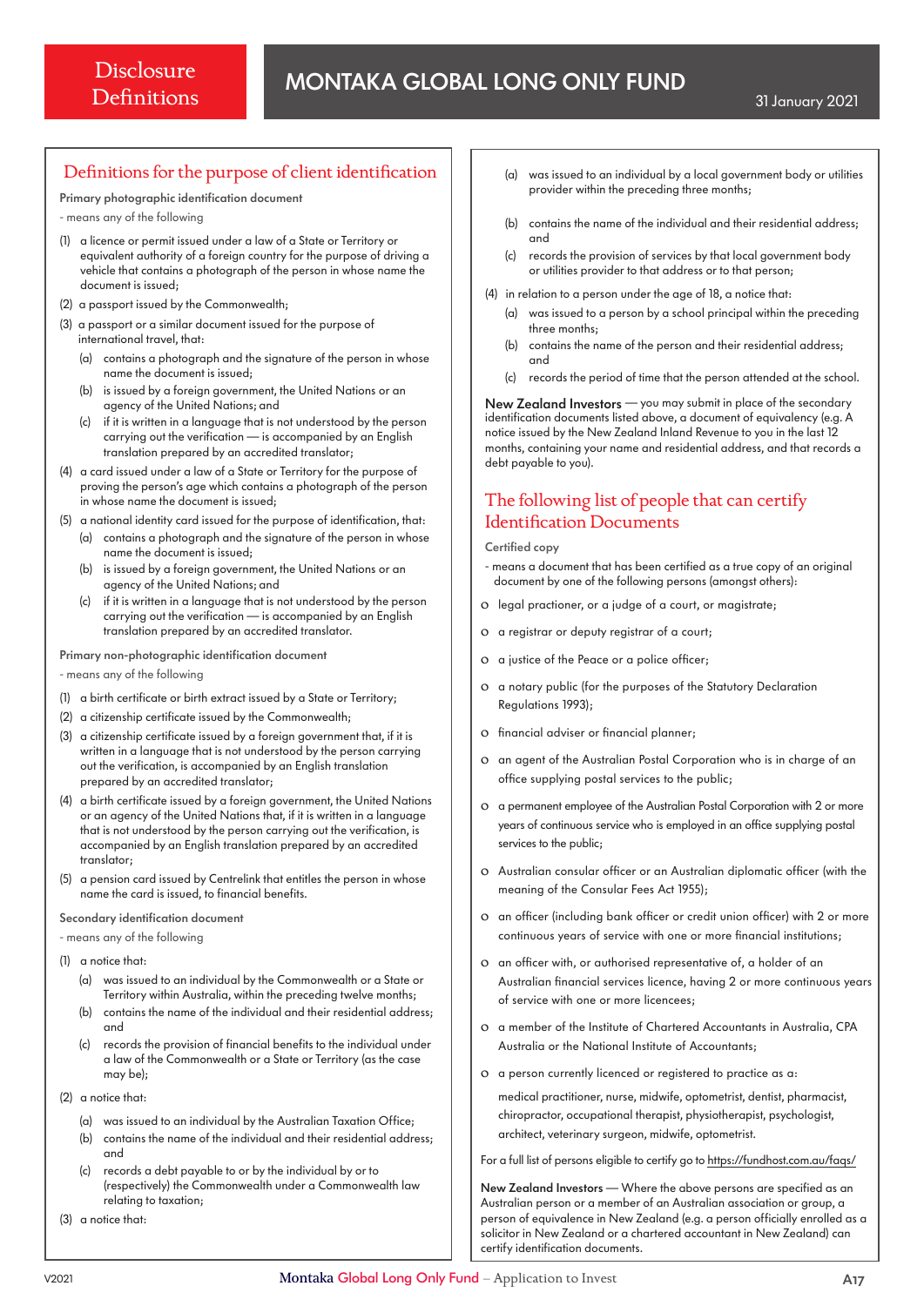# Disclosure Definitions

## Definitions for the purpose of client identification

**Primary photographic identification document**

- means any of the following

(1) a licence or permit issued under a law of a State or Territory or equivalent authority of a foreign country for the purpose of driving a vehicle that contains a photograph of the person in whose name the document is issued;

(2) a passport issued by the Commonwealth;

(3) a passport or a similar document issued for the purpose of international travel, that:

  (a) contains a photograph and the signature of the person in whose name the document is issued;

  (b) is issued by a foreign government, the United Nations or an agency of the United Nations; and

  (c) if it is written in a language that is not understood by the person carrying out the verification — is accompanied by an English translation prepared by an accredited translator;

(4) a card issued under a law of a State or Territory for the purpose of proving the person's age which contains a photograph of the person in whose name the document is issued;

(5) a national identity card issued for the purpose of identification, that:

  (a) contains a photograph and the signature of the person in whose name the document is issued;

  (b) is issued by a foreign government, the United Nations or an agency of the United Nations; and

  (c) if it is written in a language that is not understood by the person carrying out the verification — is accompanied by an English translation prepared by an accredited translator.

**Primary non-photographic identification document**

- means any of the following

(1) a birth certificate or birth extract issued by a State or Territory;

(2) a citizenship certificate issued by the Commonwealth;

(3) a citizenship certificate issued by a foreign government that, if it is written in a language that is not understood by the person carrying out the verification, is accompanied by an English translation prepared by an accredited translator;

(4) a birth certificate issued by a foreign government, the United Nations or an agency of the United Nations that, if it is written in a language that is not understood by the person carrying out the verification, is accompanied by an English translation prepared by an accredited translator;

(5) a pension card issued by Centrelink that entitles the person in whose name the card is issued, to financial benefits.

**Secondary identification document**

- means any of the following

(1) a notice that:

  (a) was issued to an individual by the Commonwealth or a State or Territory within Australia, within the preceding twelve months;

  (b) contains the name of the individual and their residential address; and

  (c) records the provision of financial benefits to the individual under a law of the Commonwealth or a State or Territory (as the case may be);

(2) a notice that:

  (a) was issued to an individual by the Australian Taxation Office;

  (b) contains the name of the individual and their residential address; and

  (c) records a debt payable to or by the individual by or to (respectively) the Commonwealth under a Commonwealth law relating to taxation;

(3) a notice that:

  (a) was issued to an individual by a local government body or utilities provider within the preceding three months;

  (b) contains the name of the individual and their residential address; and

  (c) records the provision of services by that local government body or utilities provider to that address or to that person;

(4) in relation to a person under the age of 18, a notice that:

  (a) was issued to a person by a school principal within the preceding three months;

  (b) contains the name of the person and their residential address; and

  (c) records the period of time that the person attended at the school.

**New Zealand Investors** — you may submit in place of the secondary identification documents listed above, a document of equivalency (e.g. A notice issued by the New Zealand Inland Revenue to you in the last 12 months, containing your name and residential address, and that records a debt payable to you).

## The following list of people that can certify Identification Documents

**Certified copy**

- means a document that has been certified as a true copy of an original document by one of the following persons (amongst others):

- legal practioner, or a judge of a court, or magistrate;
- a registrar or deputy registrar of a court;
- a justice of the Peace or a police officer;
- a notary public (for the purposes of the Statutory Declaration Regulations 1993);
- financial adviser or financial planner;
- an agent of the Australian Postal Corporation who is in charge of an office supplying postal services to the public;
- a permanent employee of the Australian Postal Corporation with 2 or more years of continuous service who is employed in an office supplying postal services to the public;
- Australian consular officer or an Australian diplomatic officer (with the meaning of the Consular Fees Act 1955);
- an officer (including bank officer or credit union officer) with 2 or more continuous years of service with one or more financial institutions;
- an officer with, or authorised representative of, a holder of an Australian financial services licence, having 2 or more continuous years of service with one or more licencees;
- a member of the Institute of Chartered Accountants in Australia, CPA Australia or the National Institute of Accountants;
- a person currently licenced or registered to practice as a:

  medical practitioner, nurse, midwife, optometrist, dentist, pharmacist, chiropractor, occupational therapist, physiotherapist, psychologist, architect, veterinary surgeon, midwife, optometrist.

For a full list of persons eligible to certify go to https://fundhost.com.au/faqs/

**New Zealand Investors** — Where the above persons are specified as an Australian person or a member of an Australian association or group, a person of equivalence in New Zealand (e.g. a person officially enrolled as a solicitor in New Zealand or a chartered accountant in New Zealand) can certify identification documents.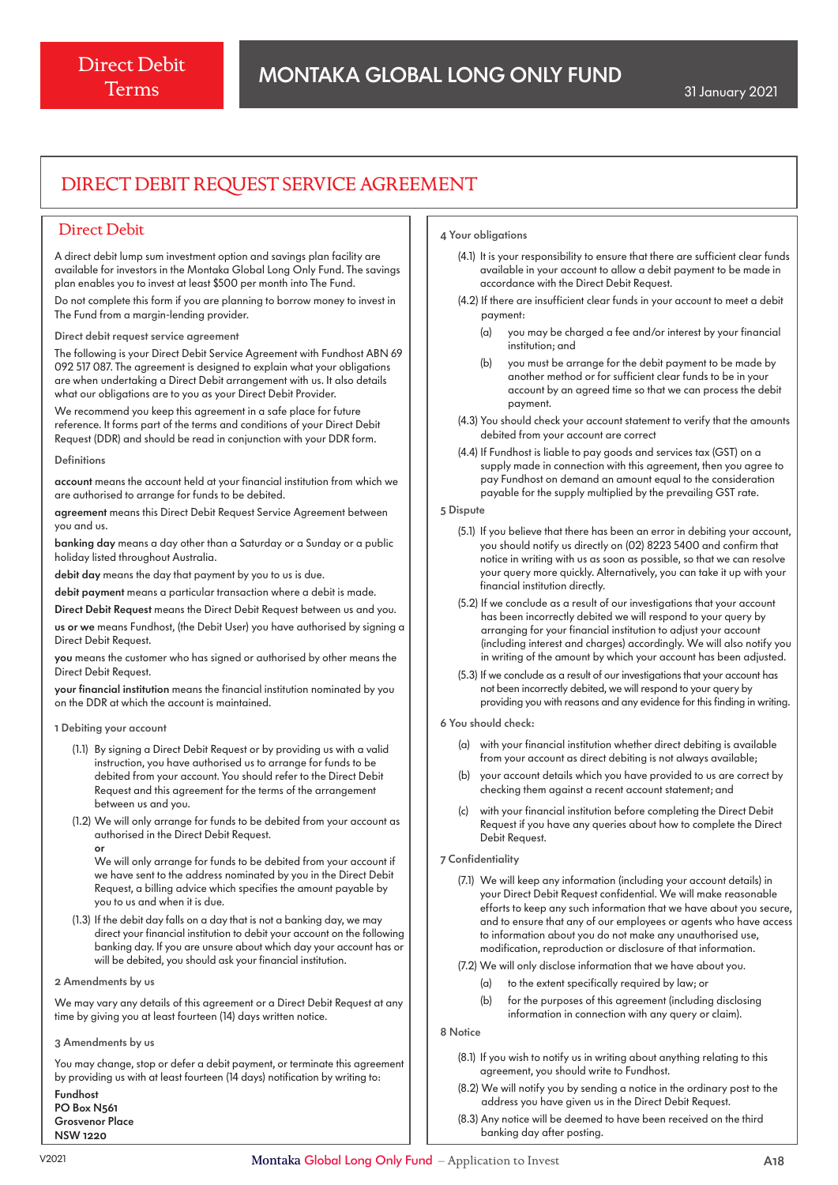# DIRECT DEBIT REQUEST SERVICE AGREEMENT

## Direct Debit

A direct debit lump sum investment option and savings plan facility are available for investors in the Montaka Global Long Only Fund. The savings plan enables you to invest at least $500 per month into The Fund.

Do not complete this form if you are planning to borrow money to invest in The Fund from a margin-lending provider.

### Direct debit request service agreement

The following is your Direct Debit Service Agreement with Fundhost ABN 69 092 517 087. The agreement is designed to explain what your obligations are when undertaking a Direct Debit arrangement with us. It also details what our obligations are to you as your Direct Debit Provider.

We recommend you keep this agreement in a safe place for future reference. It forms part of the terms and conditions of your Direct Debit Request (DDR) and should be read in conjunction with your DDR form.

### Definitions

**account** means the account held at your financial institution from which we are authorised to arrange for funds to be debited.

**agreement** means this Direct Debit Request Service Agreement between you and us.

**banking day** means a day other than a Saturday or a Sunday or a public holiday listed throughout Australia.

**debit day** means the day that payment by you to us is due.

**debit payment** means a particular transaction where a debit is made.

**Direct Debit Request** means the Direct Debit Request between us and you.

**us or we** means Fundhost, (the Debit User) you have authorised by signing a Direct Debit Request.

**you** means the customer who has signed or authorised by other means the Direct Debit Request.

**your financial institution** means the financial institution nominated by you on the DDR at which the account is maintained.

### 1 Debiting your account

(1.1) By signing a Direct Debit Request or by providing us with a valid instruction, you have authorised us to arrange for funds to be debited from your account. You should refer to the Direct Debit Request and this agreement for the terms of the arrangement between us and you.

(1.2) We will only arrange for funds to be debited from your account as authorised in the Direct Debit Request.

**or**

We will only arrange for funds to be debited from your account if we have sent to the address nominated by you in the Direct Debit Request, a billing advice which specifies the amount payable by you to us and when it is due.

(1.3) If the debit day falls on a day that is not a banking day, we may direct your financial institution to debit your account on the following banking day. If you are unsure about which day your account has or will be debited, you should ask your financial institution.

### 2 Amendments by us

We may vary any details of this agreement or a Direct Debit Request at any time by giving you at least fourteen (14) days written notice.

### 3 Amendments by us

You may change, stop or defer a debit payment, or terminate this agreement by providing us with at least fourteen (14 days) notification by writing to:

**Fundhost**
**PO Box N561**
**Grosvenor Place**
**NSW 1220**

### 4 Your obligations

(4.1) It is your responsibility to ensure that there are sufficient clear funds available in your account to allow a debit payment to be made in accordance with the Direct Debit Request.

(4.2) If there are insufficient clear funds in your account to meet a debit payment:

- (a) you may be charged a fee and/or interest by your financial institution; and
- (b) you must be arrange for the debit payment to be made by another method or for sufficient clear funds to be in your account by an agreed time so that we can process the debit payment.

(4.3) You should check your account statement to verify that the amounts debited from your account are correct

(4.4) If Fundhost is liable to pay goods and services tax (GST) on a supply made in connection with this agreement, then you agree to pay Fundhost on demand an amount equal to the consideration payable for the supply multiplied by the prevailing GST rate.

### 5 Dispute

(5.1) If you believe that there has been an error in debiting your account, you should notify us directly on (02) 8223 5400 and confirm that notice in writing with us as soon as possible, so that we can resolve your query more quickly. Alternatively, you can take it up with your financial institution directly.

(5.2) If we conclude as a result of our investigations that your account has been incorrectly debited we will respond to your query by arranging for your financial institution to adjust your account (including interest and charges) accordingly. We will also notify you in writing of the amount by which your account has been adjusted.

(5.3) If we conclude as a result of our investigations that your account has not been incorrectly debited, we will respond to your query by providing you with reasons and any evidence for this finding in writing.

### 6 You should check:

- (a) with your financial institution whether direct debiting is available from your account as direct debiting is not always available;
- (b) your account details which you have provided to us are correct by checking them against a recent account statement; and
- (c) with your financial institution before completing the Direct Debit Request if you have any queries about how to complete the Direct Debit Request.

### 7 Confidentiality

(7.1) We will keep any information (including your account details) in your Direct Debit Request confidential. We will make reasonable efforts to keep any such information that we have about you secure, and to ensure that any of our employees or agents who have access to information about you do not make any unauthorised use, modification, reproduction or disclosure of that information.

(7.2) We will only disclose information that we have about you.

- (a) to the extent specifically required by law; or
- (b) for the purposes of this agreement (including disclosing information in connection with any query or claim).

### 8 Notice

(8.1) If you wish to notify us in writing about anything relating to this agreement, you should write to Fundhost.

(8.2) We will notify you by sending a notice in the ordinary post to the address you have given us in the Direct Debit Request.

(8.3) Any notice will be deemed to have been received on the third banking day after posting.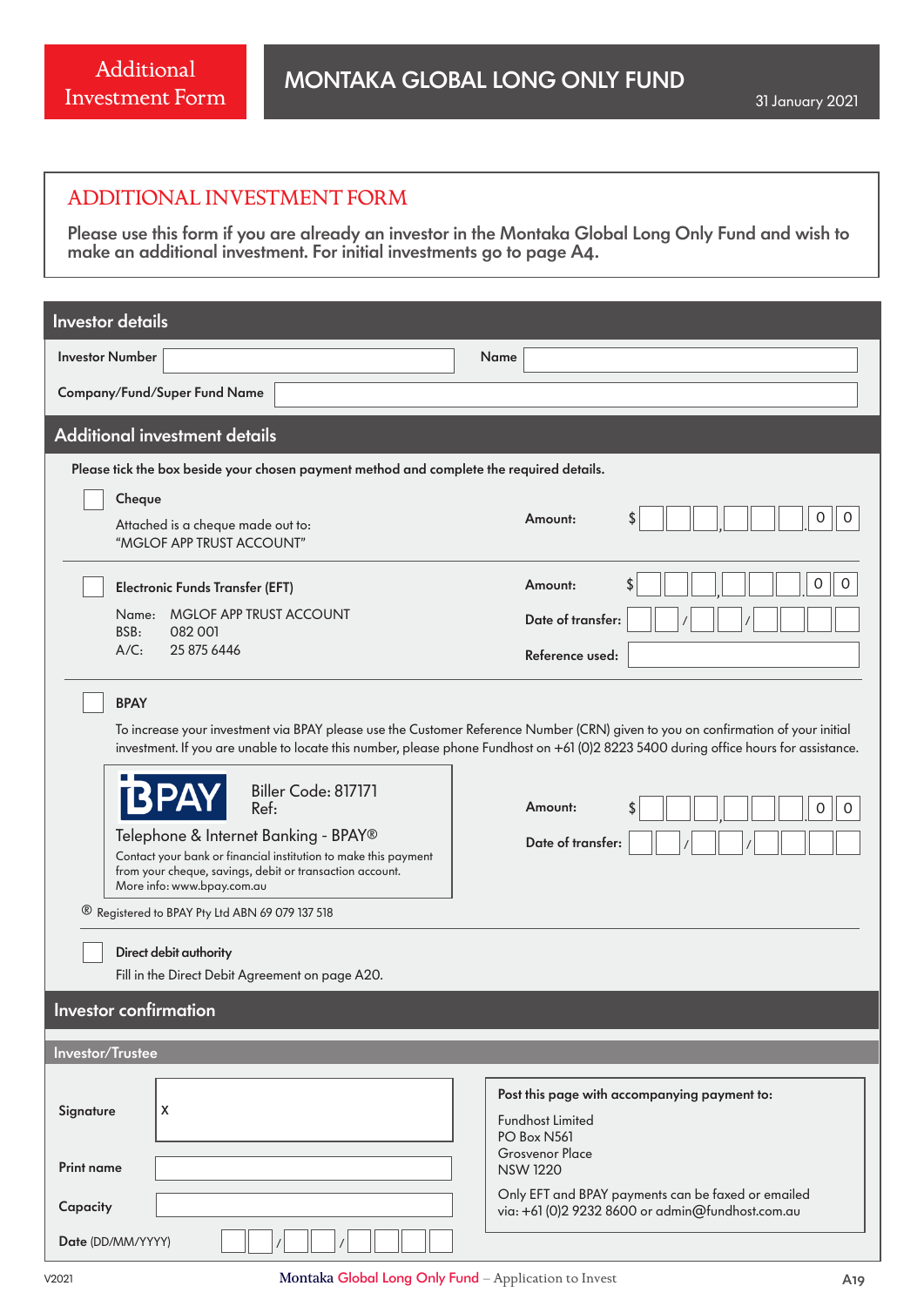Additional Investment Form

# MONTAKA GLOBAL LONG ONLY FUND

31 January 2021

## ADDITIONAL INVESTMENT FORM

**Please use this form if you are already an investor in the Montaka Global Long Only Fund and wish to make an additional investment. For initial investments go to page A4.**

## Investor details

**Investor Number** ______________________ **Name** ______________________

**Company/Fund/Super Fund Name** ______________________

## Additional investment details

**Please tick the box beside your chosen payment method and complete the required details.**

☐ **Cheque**

Attached is a cheque made out to:
"MGLOF APP TRUST ACCOUNT"

**Amount:** $ ___ ___ ___ , ___ ___ ___ , ___ ___ ___ . 0 0

☐ **Electronic Funds Transfer (EFT)**

Name: MGLOF APP TRUST ACCOUNT
BSB: 082 001
A/C: 25 875 6446

**Amount:** $ ___ ___ ___ , ___ ___ ___ , ___ ___ ___ . 0 0

**Date of transfer:** ___ ___ / ___ ___ / ___ ___ ___ ___

**Reference used:** ______________________

☐ **BPAY**

To increase your investment via BPAY please use the Customer Reference Number (CRN) given to you on confirmation of your initial investment. If you are unable to locate this number, please phone Fundhost on +61 (0)2 8223 5400 during office hours for assistance.

BPAY
Biller Code: 817171
Ref:

Telephone & Internet Banking - BPAY®
Contact your bank or financial institution to make this payment from your cheque, savings, debit or transaction account.
More info: www.bpay.com.au

**Amount:** $ ___ ___ ___ , ___ ___ ___ , ___ ___ ___ . 0 0

**Date of transfer:** ___ ___ / ___ ___ / ___ ___ ___ ___

® Registered to BPAY Pty Ltd ABN 69 079 137 518

☐ **Direct debit authority**

Fill in the Direct Debit Agreement on page A20.

## Investor confirmation

### Investor/Trustee

**Signature** X ______________________

**Print name** ______________________

**Capacity** ______________________

**Date** (DD/MM/YYYY) ___ ___ / ___ ___ / ___ ___ ___ ___

**Post this page with accompanying payment to:**

Fundhost Limited
PO Box N561
Grosvenor Place
NSW 1220

Only EFT and BPAY payments can be faxed or emailed via: +61 (0)2 9232 8600 or admin@fundhost.com.au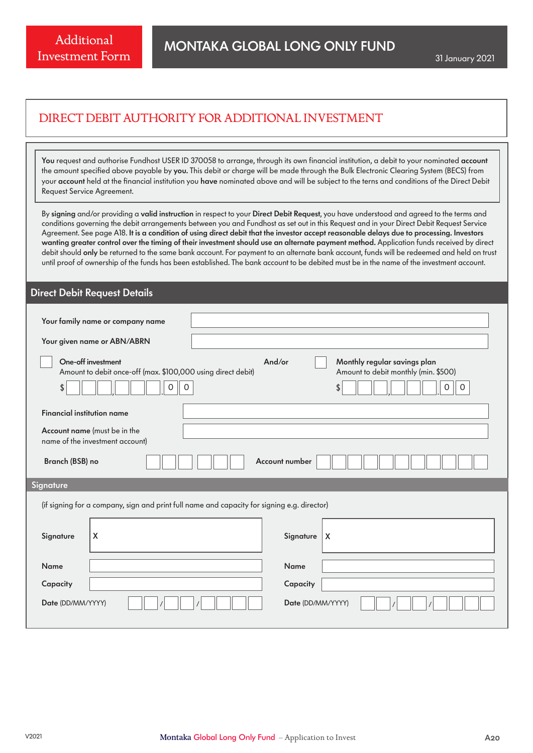Additional Investment Form

# MONTAKA GLOBAL LONG ONLY FUND

31 January 2021

## DIRECT DEBIT AUTHORITY FOR ADDITIONAL INVESTMENT

**You** request and authorise Fundhost USER ID 370058 to arrange, through its own financial institution, a debit to your nominated **account** the amount specified above payable by **you.** This debit or charge will be made through the Bulk Electronic Clearing System (BECS) from your **account** held at the financial institution you **have** nominated above and will be subject to the terns and conditions of the Direct Debit Request Service Agreement.

By **signing** and/or providing a **valid instruction** in respect to your **Direct Debit Request**, you have understood and agreed to the terms and conditions governing the debit arrangements between you and Fundhost as set out in this Request and in your Direct Debit Request Service Agreement. See page A18. **It is a condition of using direct debit that the investor accept reasonable delays due to processing. Investors wanting greater control over the timing of their investment should use an alternate payment method.** Application funds received by direct debit should **only** be returned to the same bank account. For payment to an alternate bank account, funds will be redeemed and held on trust until proof of ownership of the funds has been established. The bank account to be debited must be in the name of the investment account.

## Direct Debit Request Details

**Your family name or company name** ______________________________

**Your given name or ABN/ABRN** ______________________________

☐ **One-off investment**
Amount to debit once-off (max. $100,000 using direct debit)
$ ☐☐☐,☐☐☐.0 0

**And/or**

☐ **Monthly regular savings plan**
Amount to debit monthly (min. $500)
$ ☐☐☐,☐☐☐.0 0

**Financial institution name** ______________________________

**Account name** (must be in the name of the investment account) ______________________________

**Branch (BSB) no** ☐☐☐-☐☐☐ **Account number** ☐☐☐☐☐☐☐☐☐☐☐

## Signature

(if signing for a company, sign and print full name and capacity for signing e.g. director)

| | | | |
|---|---|---|---|
| **Signature** | X | **Signature** | X |
| **Name** | | **Name** | |
| **Capacity** | | **Capacity** | |
| **Date** (DD/MM/YYYY) | ☐☐/☐☐/☐☐☐☐ | **Date** (DD/MM/YYYY) | ☐☐/☐☐/☐☐☐☐ |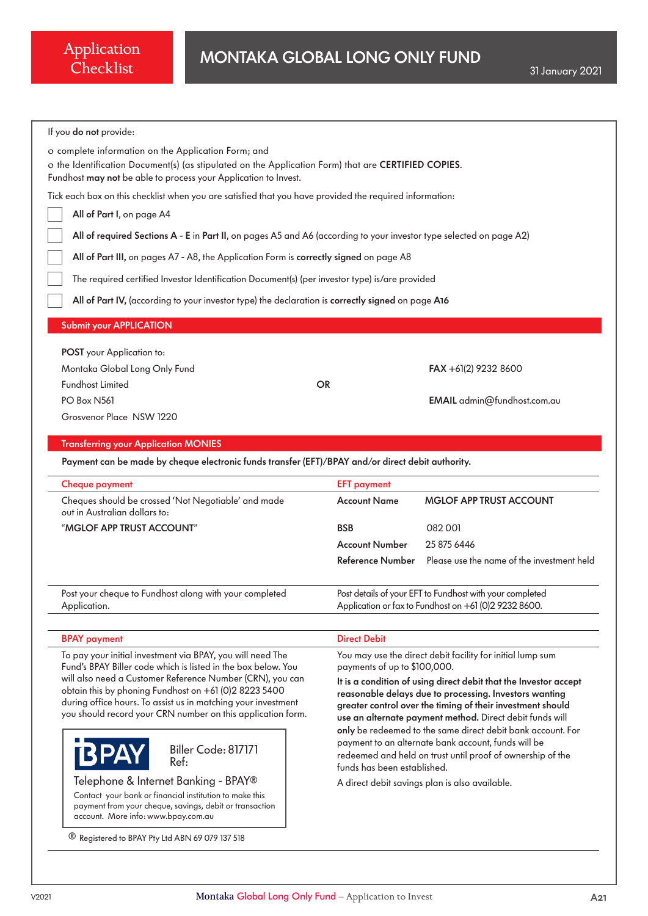# Application Checklist

## MONTAKA GLOBAL LONG ONLY FUND

31 January 2021

If you **do not** provide:

- complete information on the Application Form; and
- the Identification Document(s) (as stipulated on the Application Form) that are **CERTIFIED COPIES**.

Fundhost **may not** be able to process your Application to Invest.

Tick each box on this checklist when you are satisfied that you have provided the required information:

- [ ] **All of Part I,** on page A4
- [ ] **All of required Sections A - E** in **Part II,** on pages A5 and A6 (according to your investor type selected on page A2)
- [ ] **All of Part III,** on pages A7 - A8, the Application Form is **correctly signed** on page A8
- [ ] The required certified Investor Identification Document(s) (per investor type) is/are provided
- [ ] **All of Part IV,** (according to your investor type) the declaration is **correctly signed** on page **A16**

## Submit your APPLICATION

**POST** your Application to:
Montaka Global Long Only Fund
Fundhost Limited
PO Box N561
Grosvenor Place NSW 1220

**OR**

**FAX** +61(2) 9232 8600

**EMAIL** admin@fundhost.com.au

## Transferring your Application MONIES

**Payment can be made by cheque electronic funds transfer (EFT)/BPAY and/or direct debit authority.**

### Cheque payment

Cheques should be crossed 'Not Negotiable' and made out in Australian dollars to:

**"MGLOF APP TRUST ACCOUNT"**

Post your cheque to Fundhost along with your completed Application.

### EFT payment

| | |
|---|---|
| **Account Name** | **MGLOF APP TRUST ACCOUNT** |
| **BSB** | 082 001 |
| **Account Number** | 25 875 6446 |
| **Reference Number** | Please use the name of the investment held |

Post details of your EFT to Fundhost with your completed Application or fax to Fundhost on +61 (0)2 9232 8600.

### BPAY payment

To pay your initial investment via BPAY, you will need The Fund's BPAY Biller code which is listed in the box below. You will also need a Customer Reference Number (CRN), you can obtain this by phoning Fundhost on +61 (0)2 8223 5400 during office hours. To assist us in matching your investment you should record your CRN number on this application form.

BPAY Biller Code: 817171
Ref:

Telephone & Internet Banking - BPAY®

Contact your bank or financial institution to make this payment from your cheque, savings, debit or transaction account. More info: www.bpay.com.au

® Registered to BPAY Pty Ltd ABN 69 079 137 518

### Direct Debit

You may use the direct debit facility for initial lump sum payments of up to $100,000.

**It is a condition of using direct debit that the Investor accept reasonable delays due to processing. Investors wanting greater control over the timing of their investment should use an alternate payment method.** Direct debit funds will **only** be redeemed to the same direct debit bank account. For payment to an alternate bank account, funds will be redeemed and held on trust until proof of ownership of the funds has been established.

A direct debit savings plan is also available.